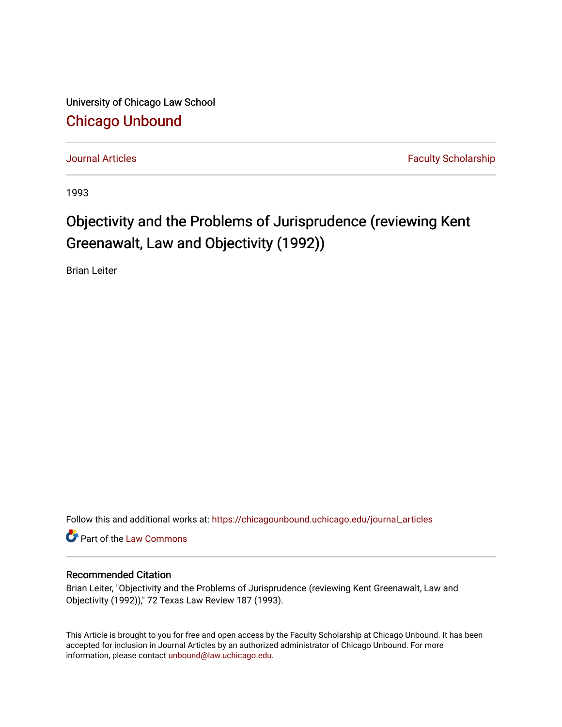University of Chicago Law School

# Chicago Unbound

Journal Articles | Faculty Scholarship

1993

# Objectivity and the Problems of Jurisprudence (reviewing Kent Greenawalt, Law and Objectivity (1992))

Brian Leiter

Follow this and additional works at: https://chicagounbound.uchicago.edu/journal_articles

Part of the Law Commons

### Recommended Citation

Brian Leiter, "Objectivity and the Problems of Jurisprudence (reviewing Kent Greenawalt, Law and Objectivity (1992))," 72 Texas Law Review 187 (1993).

This Article is brought to you for free and open access by the Faculty Scholarship at Chicago Unbound. It has been accepted for inclusion in Journal Articles by an authorized administrator of Chicago Unbound. For more information, please contact unbound@law.uchicago.edu.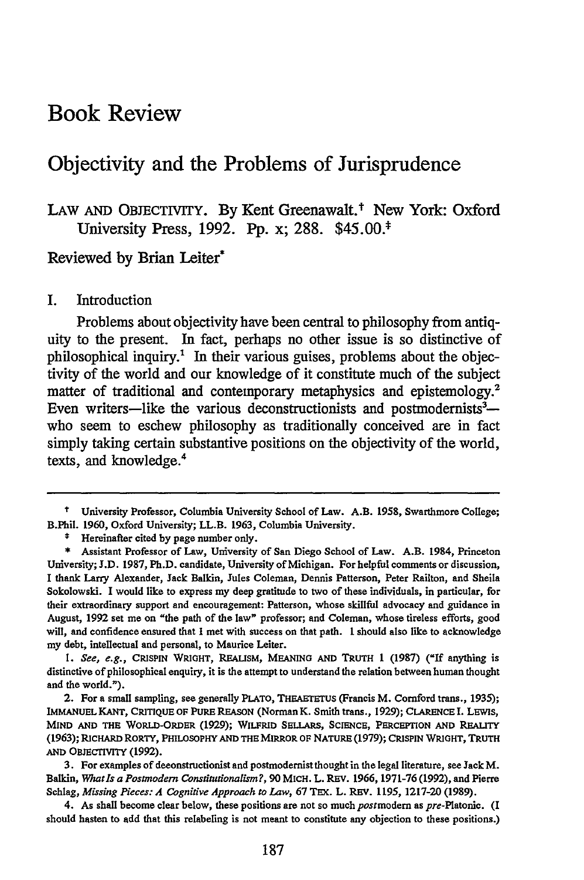# Book Review

## Objectivity and the Problems of Jurisprudence

LAW AND OBJECTIVITY. By Kent Greenawalt.† New York: Oxford University Press, 1992. Pp. x; 288. $45.00.‡

Reviewed by Brian Leiter*

### I. Introduction

Problems about objectivity have been central to philosophy from antiquity to the present. In fact, perhaps no other issue is so distinctive of philosophical inquiry.[1] In their various guises, problems about the objectivity of the world and our knowledge of it constitute much of the subject matter of traditional and contemporary metaphysics and epistemology.[2] Even writers—like the various deconstructionists and postmodernists[3]—who seem to eschew philosophy as traditionally conceived are in fact simply taking certain substantive positions on the objectivity of the world, texts, and knowledge.[4]

---

† University Professor, Columbia University School of Law. A.B. 1958, Swarthmore College; B.Phil. 1960, Oxford University; LL.B. 1963, Columbia University.

‡ Hereinafter cited by page number only.

\* Assistant Professor of Law, University of San Diego School of Law. A.B. 1984, Princeton University; J.D. 1987, Ph.D. candidate, University of Michigan. For helpful comments or discussion, I thank Larry Alexander, Jack Balkin, Jules Coleman, Dennis Patterson, Peter Railton, and Sheila Sokolowski. I would like to express my deep gratitude to two of these individuals, in particular, for their extraordinary support and encouragement: Patterson, whose skillful advocacy and guidance in August, 1992 set me on "the path of the law" professor; and Coleman, whose tireless efforts, good will, and confidence ensured that I met with success on that path. I should also like to acknowledge my debt, intellectual and personal, to Maurice Leiter.

1. *See, e.g.*, CRISPIN WRIGHT, REALISM, MEANING AND TRUTH 1 (1987) ("If anything is distinctive of philosophical enquiry, it is the attempt to understand the relation between human thought and the world.").

2. For a small sampling, see generally PLATO, THEAETETUS (Francis M. Cornford trans., 1935); IMMANUEL KANT, CRITIQUE OF PURE REASON (Norman K. Smith trans., 1929); CLARENCE I. LEWIS, MIND AND THE WORLD-ORDER (1929); WILFRID SELLARS, SCIENCE, PERCEPTION AND REALITY (1963); RICHARD RORTY, PHILOSOPHY AND THE MIRROR OF NATURE (1979); CRISPIN WRIGHT, TRUTH AND OBJECTIVITY (1992).

3. For examples of deconstructionist and postmodernist thought in the legal literature, see Jack M. Balkin, *What Is a Postmodern Constitutionalism?*, 90 MICH. L. REV. 1966, 1971-76 (1992), and Pierre Schlag, *Missing Pieces: A Cognitive Approach to Law*, 67 TEX. L. REV. 1195, 1217-20 (1989).

4. As shall become clear below, these positions are not so much *post*modern as *pre*-Platonic. (I should hasten to add that this relabeling is not meant to constitute any objection to these positions.)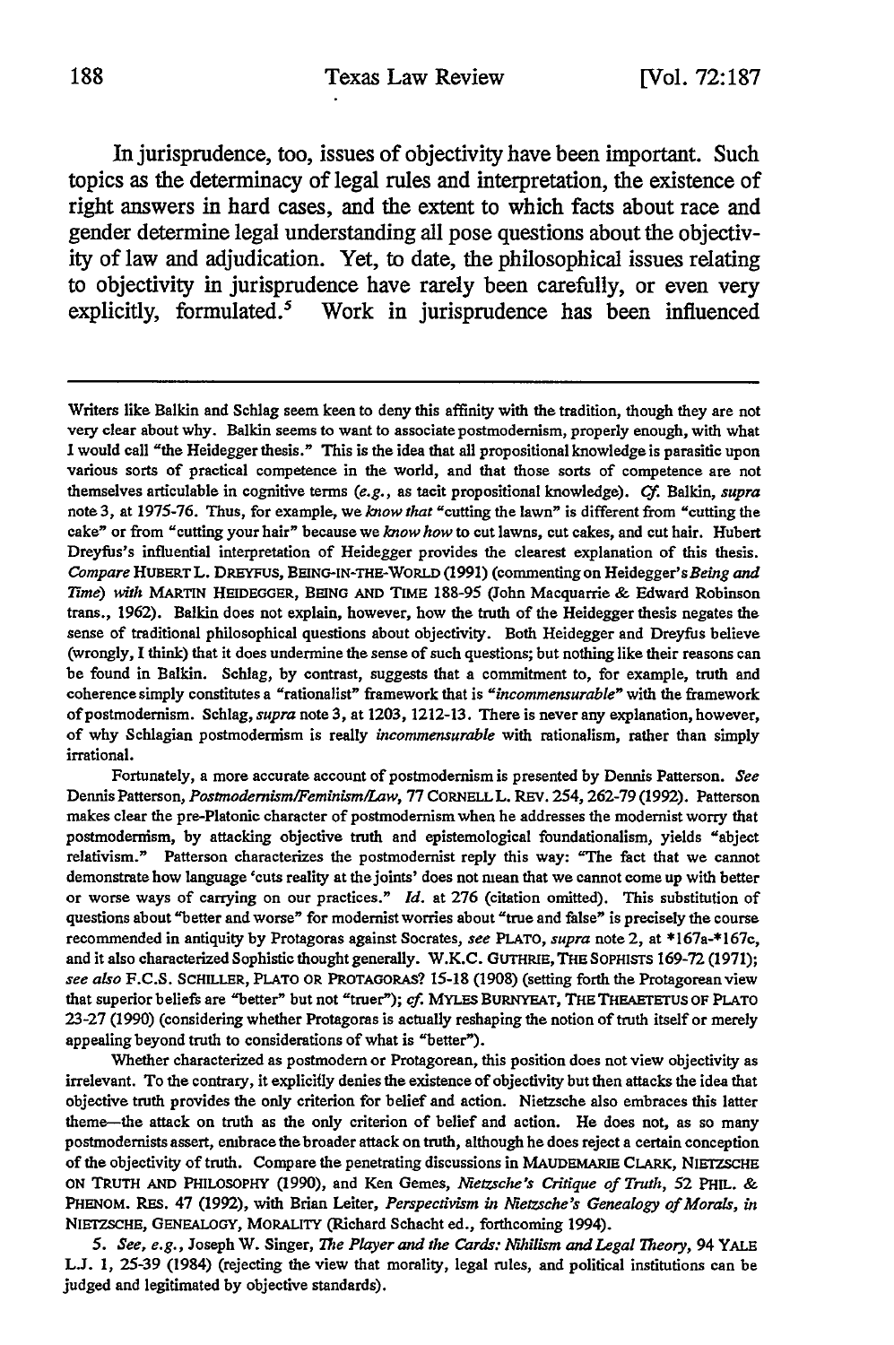In jurisprudence, too, issues of objectivity have been important. Such topics as the determinacy of legal rules and interpretation, the existence of right answers in hard cases, and the extent to which facts about race and gender determine legal understanding all pose questions about the objectivity of law and adjudication. Yet, to date, the philosophical issues relating to objectivity in jurisprudence have rarely been carefully, or even very explicitly, formulated.[5] Work in jurisprudence has been influenced

---

Writers like Balkin and Schlag seem keen to deny this affinity with the tradition, though they are not very clear about why. Balkin seems to want to associate postmodernism, properly enough, with what I would call "the Heidegger thesis." This is the idea that all propositional knowledge is parasitic upon various sorts of practical competence in the world, and that those sorts of competence are not themselves articulable in cognitive terms (*e.g.*, as tacit propositional knowledge). *Cf.* Balkin, *supra* note 3, at 1975-76. Thus, for example, we *know that* "cutting the lawn" is different from "cutting the cake" or from "cutting your hair" because we *know how* to cut lawns, cut cakes, and cut hair. Hubert Dreyfus's influential interpretation of Heidegger provides the clearest explanation of this thesis. *Compare* HUBERT L. DREYFUS, BEING-IN-THE-WORLD (1991) (commenting on Heidegger's *Being and Time*) *with* MARTIN HEIDEGGER, BEING AND TIME 188-95 (John Macquarrie & Edward Robinson trans., 1962). Balkin does not explain, however, how the truth of the Heidegger thesis negates the sense of traditional philosophical questions about objectivity. Both Heidegger and Dreyfus believe (wrongly, I think) that it does undermine the sense of such questions; but nothing like their reasons can be found in Balkin. Schlag, by contrast, suggests that a commitment to, for example, truth and coherence simply constitutes a "rationalist" framework that is "*incommensurable*" with the framework of postmodernism. Schlag, *supra* note 3, at 1203, 1212-13. There is never any explanation, however, of why Schlagian postmodernism is really *incommensurable* with rationalism, rather than simply irrational.

Fortunately, a more accurate account of postmodernism is presented by Dennis Patterson. *See* Dennis Patterson, *Postmodernism/Feminism/Law*, 77 CORNELL L. REV. 254, 262-79 (1992). Patterson makes clear the pre-Platonic character of postmodernism when he addresses the modernist worry that postmodernism, by attacking objective truth and epistemological foundationalism, yields "abject relativism." Patterson characterizes the postmodernist reply this way: "The fact that we cannot demonstrate how language 'cuts reality at the joints' does not mean that we cannot come up with better or worse ways of carrying on our practices." *Id.* at 276 (citation omitted). This substitution of questions about "better and worse" for modernist worries about "true and false" is precisely the course recommended in antiquity by Protagoras against Socrates, *see* PLATO, *supra* note 2, at *167a-*167c, and it also characterized Sophistic thought generally. W.K.C. GUTHRIE, THE SOPHISTS 169-72 (1971); *see also* F.C.S. SCHILLER, PLATO OR PROTAGORAS? 15-18 (1908) (setting forth the Protagorean view that superior beliefs are "better" but not "truer"); *cf.* MYLES BURNYEAT, THE THEAETETUS OF PLATO 23-27 (1990) (considering whether Protagoras is actually reshaping the notion of truth itself or merely appealing beyond truth to considerations of what is "better").

Whether characterized as postmodern or Protagorean, this position does not view objectivity as irrelevant. To the contrary, it explicitly denies the existence of objectivity but then attacks the idea that objective truth provides the only criterion for belief and action. Nietzsche also embraces this latter theme—the attack on truth as the only criterion of belief and action. He does not, as so many postmodernists assert, embrace the broader attack on truth, although he does reject a certain conception of the objectivity of truth. Compare the penetrating discussions in MAUDEMARIE CLARK, NIETZSCHE ON TRUTH AND PHILOSOPHY (1990), and Ken Gemes, *Nietzsche's Critique of Truth*, 52 PHIL. & PHENOM. RES. 47 (1992), with Brian Leiter, *Perspectivism in Nietzsche's Genealogy of Morals*, *in* NIETZSCHE, GENEALOGY, MORALITY (Richard Schacht ed., forthcoming 1994).

5. *See, e.g.*, Joseph W. Singer, *The Player and the Cards: Nihilism and Legal Theory*, 94 YALE L.J. 1, 25-39 (1984) (rejecting the view that morality, legal rules, and political institutions can be judged and legitimated by objective standards).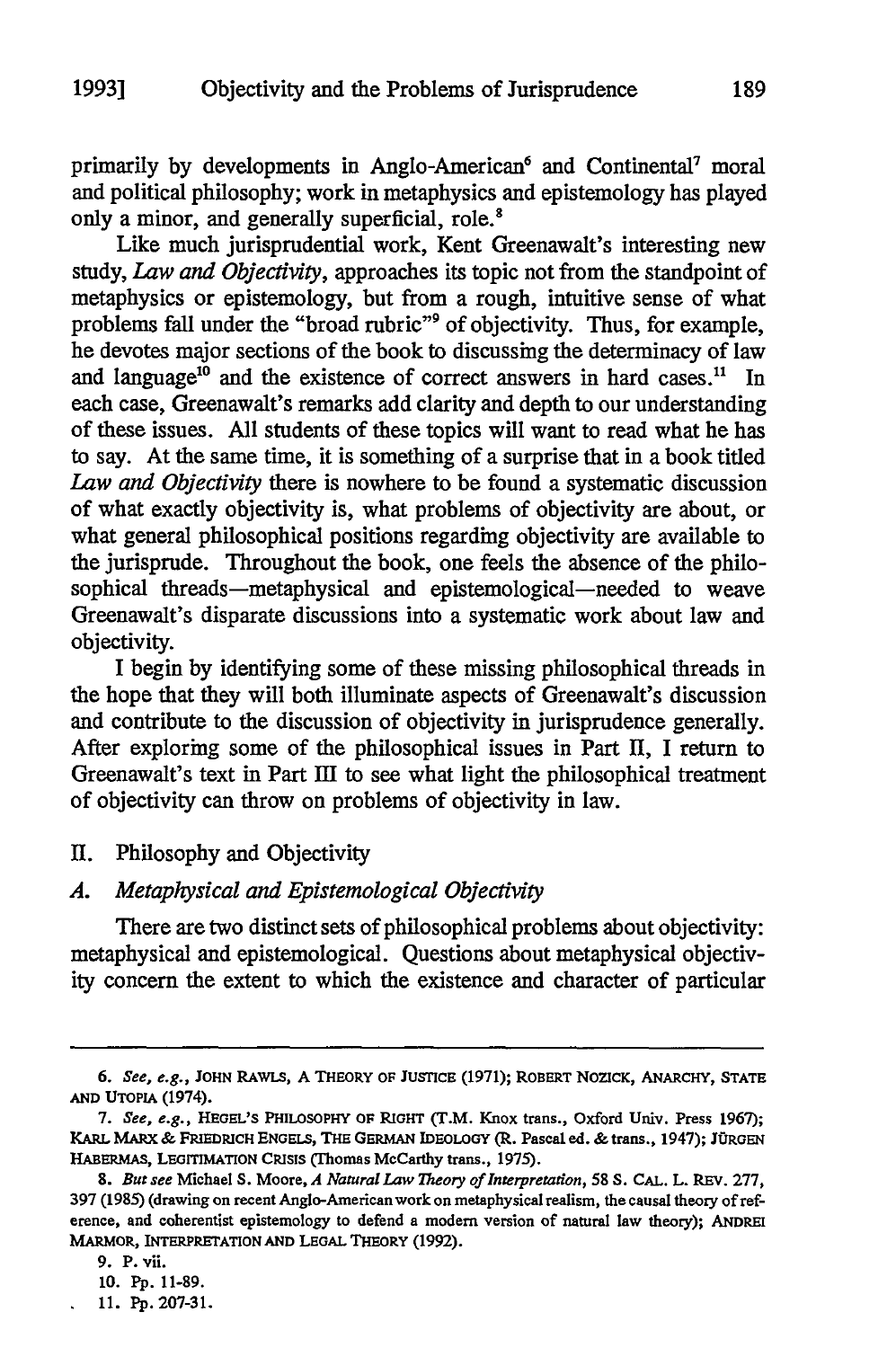primarily by developments in Anglo-American[6] and Continental[7] moral and political philosophy; work in metaphysics and epistemology has played only a minor, and generally superficial, role.[8]

Like much jurisprudential work, Kent Greenawalt's interesting new study, *Law and Objectivity*, approaches its topic not from the standpoint of metaphysics or epistemology, but from a rough, intuitive sense of what problems fall under the "broad rubric"[9] of objectivity. Thus, for example, he devotes major sections of the book to discussing the determinacy of law and language[10] and the existence of correct answers in hard cases.[11] In each case, Greenawalt's remarks add clarity and depth to our understanding of these issues. All students of these topics will want to read what he has to say. At the same time, it is something of a surprise that in a book titled *Law and Objectivity* there is nowhere to be found a systematic discussion of what exactly objectivity is, what problems of objectivity are about, or what general philosophical positions regarding objectivity are available to the jurisprude. Throughout the book, one feels the absence of the philosophical threads—metaphysical and epistemological—needed to weave Greenawalt's disparate discussions into a systematic work about law and objectivity.

I begin by identifying some of these missing philosophical threads in the hope that they will both illuminate aspects of Greenawalt's discussion and contribute to the discussion of objectivity in jurisprudence generally. After exploring some of the philosophical issues in Part II, I return to Greenawalt's text in Part III to see what light the philosophical treatment of objectivity can throw on problems of objectivity in law.

## II. Philosophy and Objectivity

### A. *Metaphysical and Epistemological Objectivity*

There are two distinct sets of philosophical problems about objectivity: metaphysical and epistemological. Questions about metaphysical objectivity concern the extent to which the existence and character of particular

---

6. *See, e.g.*, JOHN RAWLS, A THEORY OF JUSTICE (1971); ROBERT NOZICK, ANARCHY, STATE AND UTOPIA (1974).

7. *See, e.g.*, HEGEL'S PHILOSOPHY OF RIGHT (T.M. Knox trans., Oxford Univ. Press 1967); KARL MARX & FRIEDRICH ENGELS, THE GERMAN IDEOLOGY (R. Pascal ed. & trans., 1947); JÜRGEN HABERMAS, LEGITIMATION CRISIS (Thomas McCarthy trans., 1975).

8. *But see* Michael S. Moore, *A Natural Law Theory of Interpretation*, 58 S. CAL. L. REV. 277, 397 (1985) (drawing on recent Anglo-American work on metaphysical realism, the causal theory of reference, and coherentist epistemology to defend a modern version of natural law theory); ANDREI MARMOR, INTERPRETATION AND LEGAL THEORY (1992).

9. P. vii.

10. Pp. 11-89.

11. Pp. 207-31.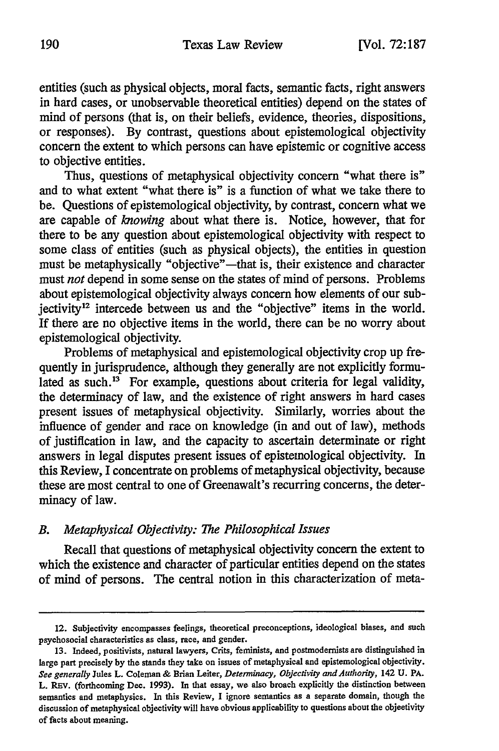entities (such as physical objects, moral facts, semantic facts, right answers in hard cases, or unobservable theoretical entities) depend on the states of mind of persons (that is, on their beliefs, evidence, theories, dispositions, or responses). By contrast, questions about epistemological objectivity concern the extent to which persons can have epistemic or cognitive access to objective entities.

Thus, questions of metaphysical objectivity concern "what there is" and to what extent "what there is" is a function of what we take there to be. Questions of epistemological objectivity, by contrast, concern what we are capable of *knowing* about what there is. Notice, however, that for there to be any question about epistemological objectivity with respect to some class of entities (such as physical objects), the entities in question must be metaphysically "objective"—that is, their existence and character must *not* depend in some sense on the states of mind of persons. Problems about epistemological objectivity always concern how elements of our subjectivity[12] intercede between us and the "objective" items in the world. If there are no objective items in the world, there can be no worry about epistemological objectivity.

Problems of metaphysical and epistemological objectivity crop up frequently in jurisprudence, although they generally are not explicitly formulated as such.[13] For example, questions about criteria for legal validity, the determinacy of law, and the existence of right answers in hard cases present issues of metaphysical objectivity. Similarly, worries about the influence of gender and race on knowledge (in and out of law), methods of justification in law, and the capacity to ascertain determinate or right answers in legal disputes present issues of epistemological objectivity. In this Review, I concentrate on problems of metaphysical objectivity, because these are most central to one of Greenawalt's recurring concerns, the determinacy of law.

### *B. Metaphysical Objectivity: The Philosophical Issues*

Recall that questions of metaphysical objectivity concern the extent to which the existence and character of particular entities depend on the states of mind of persons. The central notion in this characterization of meta-

---

12. Subjectivity encompasses feelings, theoretical preconceptions, ideological biases, and such psychosocial characteristics as class, race, and gender.

13. Indeed, positivists, natural lawyers, Crits, feminists, and postmodernists are distinguished in large part precisely by the stands they take on issues of metaphysical and epistemological objectivity. *See generally* Jules L. Coleman & Brian Leiter, *Determinacy, Objectivity and Authority*, 142 U. PA. L. REV. (forthcoming Dec. 1993). In that essay, we also broach explicitly the distinction between semantics and metaphysics. In this Review, I ignore semantics as a separate domain, though the discussion of metaphysical objectivity will have obvious applicability to questions about the objectivity of facts about meaning.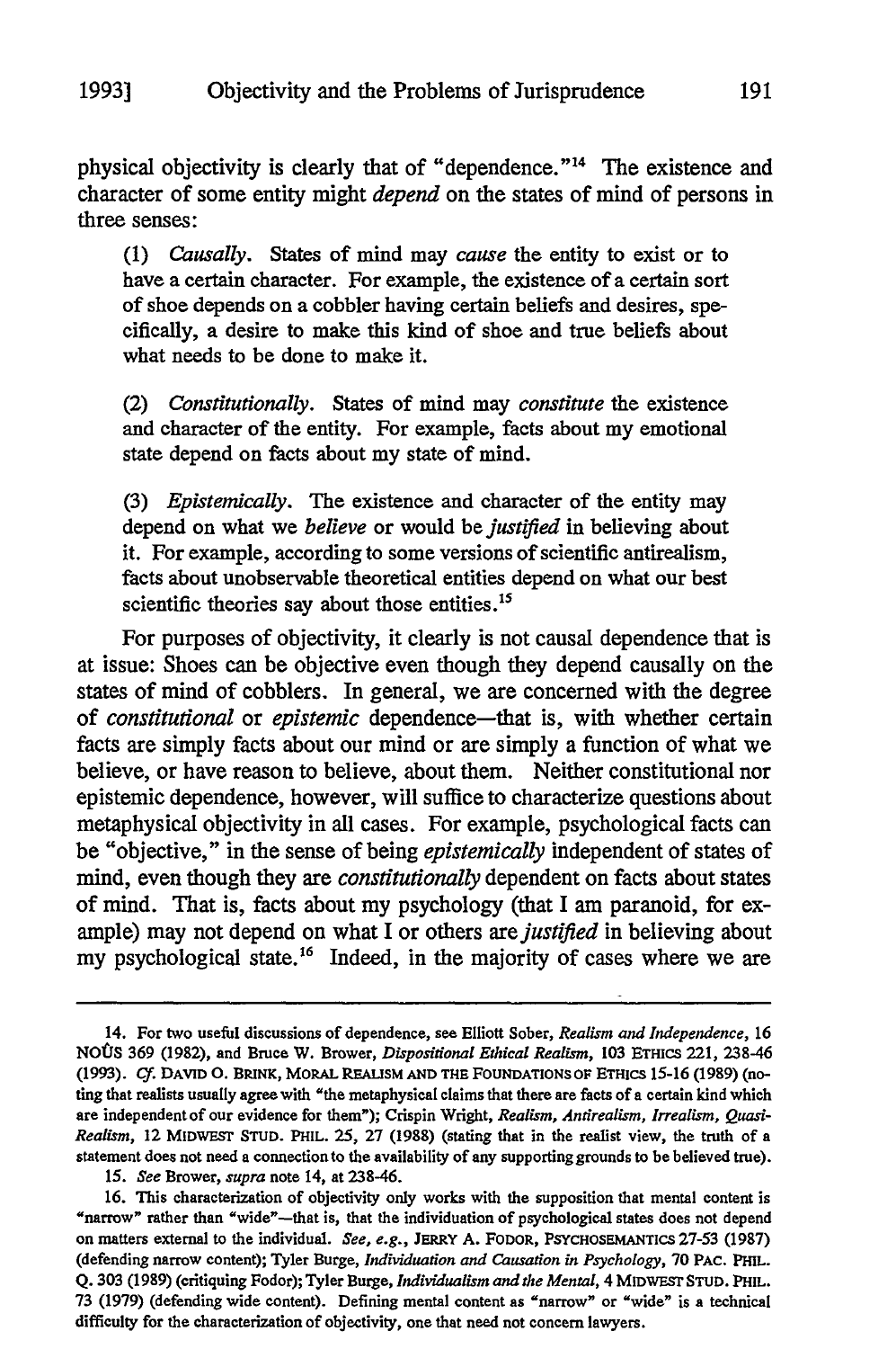physical objectivity is clearly that of "dependence."[14] The existence and character of some entity might *depend* on the states of mind of persons in three senses:

> (1) *Causally*. States of mind may *cause* the entity to exist or to have a certain character. For example, the existence of a certain sort of shoe depends on a cobbler having certain beliefs and desires, specifically, a desire to make this kind of shoe and true beliefs about what needs to be done to make it.
>
> (2) *Constitutionally*. States of mind may *constitute* the existence and character of the entity. For example, facts about my emotional state depend on facts about my state of mind.
>
> (3) *Epistemically*. The existence and character of the entity may depend on what we *believe* or would be *justified* in believing about it. For example, according to some versions of scientific antirealism, facts about unobservable theoretical entities depend on what our best scientific theories say about those entities.[15]

For purposes of objectivity, it clearly is not causal dependence that is at issue: Shoes can be objective even though they depend causally on the states of mind of cobblers. In general, we are concerned with the degree of *constitutional* or *epistemic* dependence—that is, with whether certain facts are simply facts about our mind or are simply a function of what we believe, or have reason to believe, about them. Neither constitutional nor epistemic dependence, however, will suffice to characterize questions about metaphysical objectivity in all cases. For example, psychological facts can be "objective," in the sense of being *epistemically* independent of states of mind, even though they are *constitutionally* dependent on facts about states of mind. That is, facts about my psychology (that I am paranoid, for example) may not depend on what I or others are *justified* in believing about my psychological state.[16] Indeed, in the majority of cases where we are

---

14. For two useful discussions of dependence, see Elliott Sober, *Realism and Independence*, 16 NOÛS 369 (1982), and Bruce W. Brower, *Dispositional Ethical Realism*, 103 ETHICS 221, 238-46 (1993). *Cf.* DAVID O. BRINK, MORAL REALISM AND THE FOUNDATIONS OF ETHICS 15-16 (1989) (noting that realists usually agree with "the metaphysical claims that there are facts of a certain kind which are independent of our evidence for them"); Crispin Wright, *Realism, Antirealism, Irrealism, Quasi-Realism*, 12 MIDWEST STUD. PHIL. 25, 27 (1988) (stating that in the realist view, the truth of a statement does not need a connection to the availability of any supporting grounds to be believed true).

15. *See* Brower, *supra* note 14, at 238-46.

16. This characterization of objectivity only works with the supposition that mental content is "narrow" rather than "wide"—that is, that the individuation of psychological states does not depend on matters external to the individual. *See, e.g.*, JERRY A. FODOR, PSYCHOSEMANTICS 27-53 (1987) (defending narrow content); Tyler Burge, *Individuation and Causation in Psychology*, 70 PAC. PHIL. Q. 303 (1989) (critiquing Fodor); Tyler Burge, *Individualism and the Mental*, 4 MIDWEST STUD. PHIL. 73 (1979) (defending wide content). Defining mental content as "narrow" or "wide" is a technical difficulty for the characterization of objectivity, one that need not concern lawyers.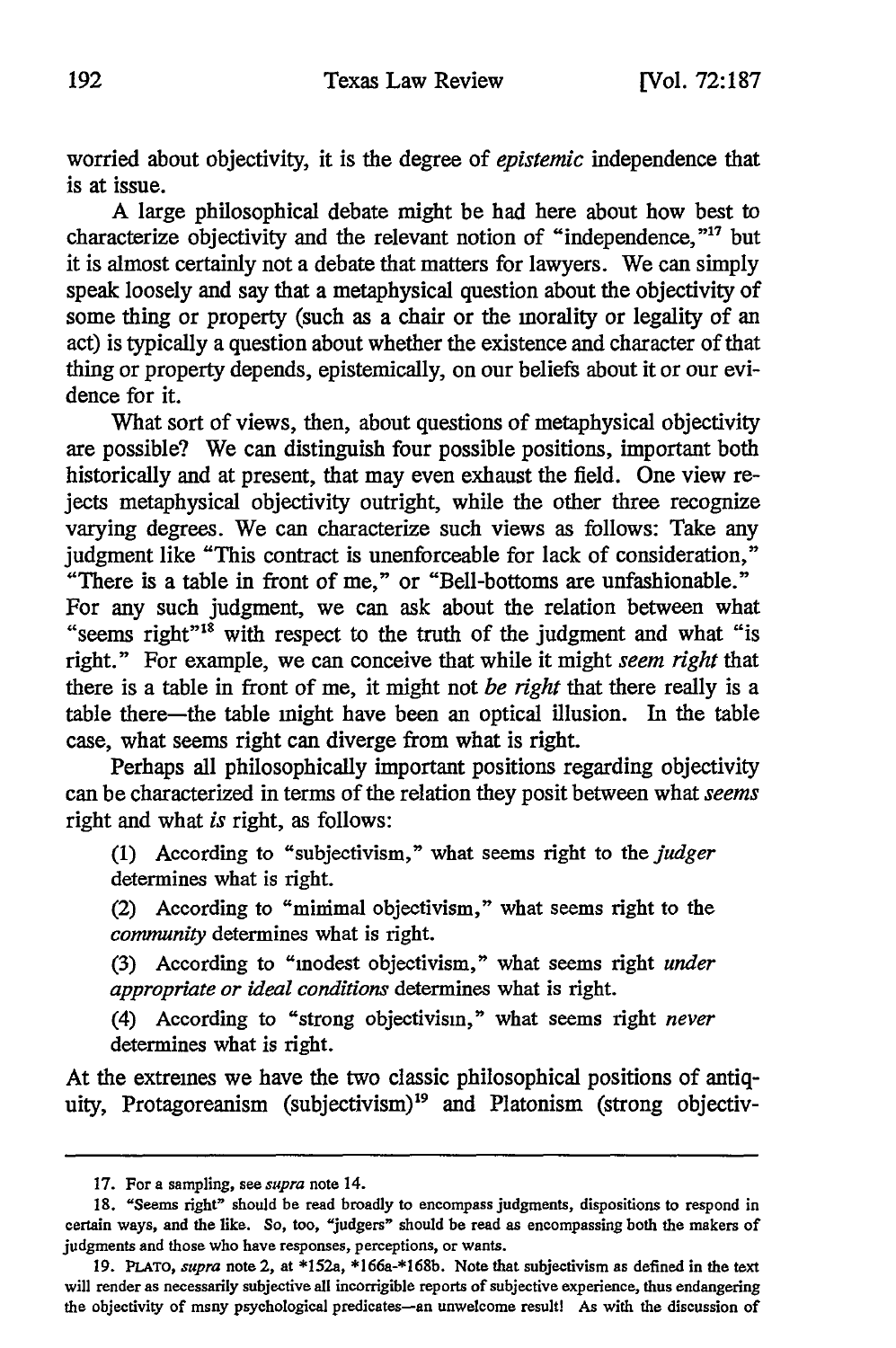worried about objectivity, it is the degree of *epistemic* independence that is at issue.

A large philosophical debate might be had here about how best to characterize objectivity and the relevant notion of "independence,"[17] but it is almost certainly not a debate that matters for lawyers. We can simply speak loosely and say that a metaphysical question about the objectivity of some thing or property (such as a chair or the morality or legality of an act) is typically a question about whether the existence and character of that thing or property depends, epistemically, on our beliefs about it or our evidence for it.

What sort of views, then, about questions of metaphysical objectivity are possible? We can distinguish four possible positions, important both historically and at present, that may even exhaust the field. One view rejects metaphysical objectivity outright, while the other three recognize varying degrees. We can characterize such views as follows: Take any judgment like "This contract is unenforceable for lack of consideration," "There is a table in front of me," or "Bell-bottoms are unfashionable." For any such judgment, we can ask about the relation between what "seems right"[18] with respect to the truth of the judgment and what "is right." For example, we can conceive that while it might *seem right* that there is a table in front of me, it might not *be right* that there really is a table there—the table might have been an optical illusion. In the table case, what seems right can diverge from what is right.

Perhaps all philosophically important positions regarding objectivity can be characterized in terms of the relation they posit between what *seems* right and what *is* right, as follows:

(1) According to "subjectivism," what seems right to the *judger* determines what is right.

(2) According to "minimal objectivism," what seems right to the *community* determines what is right.

(3) According to "modest objectivism," what seems right *under appropriate or ideal conditions* determines what is right.

(4) According to "strong objectivism," what seems right *never* determines what is right.

At the extremes we have the two classic philosophical positions of antiquity, Protagoreanism (subjectivism)[19] and Platonism (strong objectiv-

---

17. For a sampling, see *supra* note 14.

18. "Seems right" should be read broadly to encompass judgments, dispositions to respond in certain ways, and the like. So, too, "judgers" should be read as encompassing both the makers of judgments and those who have responses, perceptions, or wants.

19. PLATO, *supra* note 2, at *152a, *166a-*168b. Note that subjectivism as defined in the text will render as necessarily subjective all incorrigible reports of subjective experience, thus endangering the objectivity of msny psychological predicates—an unwelcome result! As with the discussion of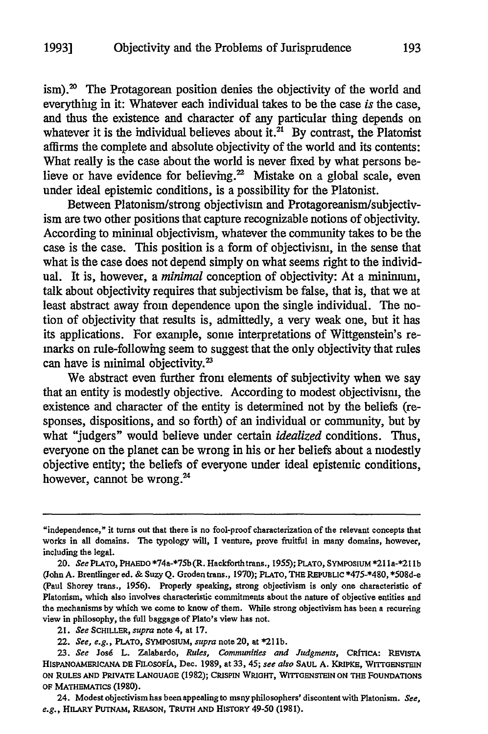ism).[20] The Protagorean position denies the objectivity of the world and everything in it: Whatever each individual takes to be the case *is* the case, and thus the existence and character of any particular thing depends on whatever it is the individual believes about it.[21] By contrast, the Platonist affirms the complete and absolute objectivity of the world and its contents: What really is the case about the world is never fixed by what persons believe or have evidence for believing.[22] Mistake on a global scale, even under ideal epistemic conditions, is a possibility for the Platonist.

Between Platonism/strong objectivism and Protagoreanism/subjectivism are two other positions that capture recognizable notions of objectivity. According to minimal objectivism, whatever the community takes to be the case is the case. This position is a form of objectivism, in the sense that what is the case does not depend simply on what seems right to the individual. It is, however, a *minimal* conception of objectivity: At a minimum, talk about objectivity requires that subjectivism be false, that is, that we at least abstract away from dependence upon the single individual. The notion of objectivity that results is, admittedly, a very weak one, but it has its applications. For example, some interpretations of Wittgenstein's remarks on rule-following seem to suggest that the only objectivity that rules can have is minimal objectivity.[23]

We abstract even further from elements of subjectivity when we say that an entity is modestly objective. According to modest objectivism, the existence and character of the entity is determined not by the beliefs (responses, dispositions, and so forth) of an individual or community, but by what "judgers" would believe under certain *idealized* conditions. Thus, everyone on the planet can be wrong in his or her beliefs about a modestly objective entity; the beliefs of everyone under ideal epistemic conditions, however, cannot be wrong.[24]

---

"independence," it turns out that there is no fool-proof characterization of the relevant concepts that works in all domains. The typology will, I venture, prove fruitful in many domains, however, including the legal.

20. *See* PLATO, PHAEDO *74a-*75b (R. Hackforth trans., 1955); PLATO, SYMPOSIUM *211a-*211b (John A. Brentlinger ed. & Suzy Q. Groden trans., 1970); PLATO, THE REPUBLIC *475-*480, *508d-e (Paul Shorey trans., 1956). Properly speaking, strong objectivism is only one characteristic of Platonism, which also involves characteristic commitments about the nature of objective entities and the mechanisms by which we come to know of them. While strong objectivism has been a recurring view in philosophy, the full baggage of Plato's view has not.

21. *See* SCHILLER, *supra* note 4, at 17.

22. *See, e.g.*, PLATO, SYMPOSIUM, *supra* note 20, at *211b.

23. *See* José L. Zalabardo, *Rules, Communities and Judgments*, CRÍTICA: REVISTA HISPANOAMERICANA DE FILOSOFÍA, Dec. 1989, at 33, 45; *see also* SAUL A. KRIPKE, WITTGENSTEIN ON RULES AND PRIVATE LANGUAGE (1982); CRISPIN WRIGHT, WITTGENSTEIN ON THE FOUNDATIONS OF MATHEMATICS (1980).

24. Modest objectivism has been appealing to msny philosophers' discontent with Platonism. *See, e.g.*, HILARY PUTNAM, REASON, TRUTH AND HISTORY 49-50 (1981).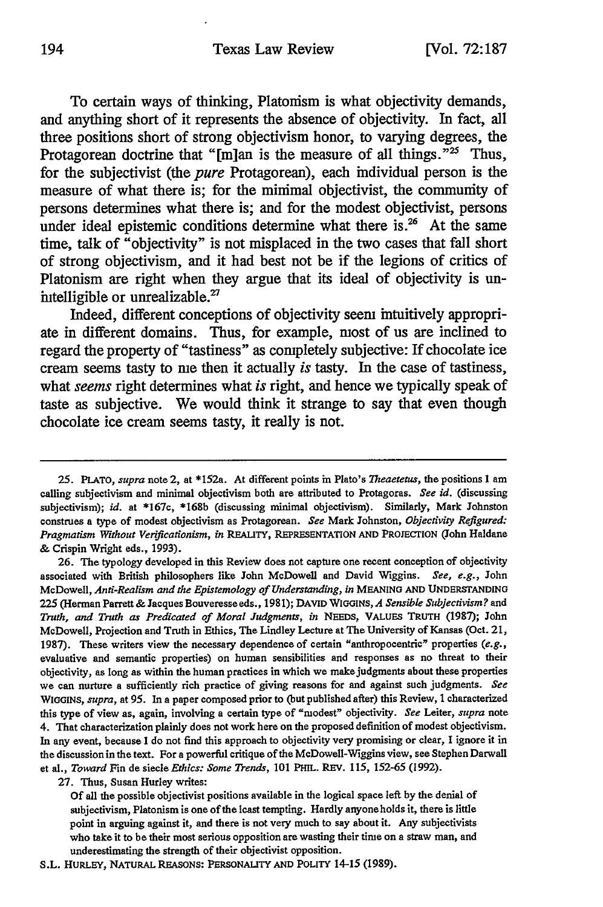To certain ways of thinking, Platonism is what objectivity demands, and anything short of it represents the absence of objectivity. In fact, all three positions short of strong objectivism honor, to varying degrees, the Protagorean doctrine that "[m]an is the measure of all things."[25] Thus, for the subjectivist (the *pure* Protagorean), each individual person is the measure of what there is; for the minimal objectivist, the community of persons determines what there is; and for the modest objectivist, persons under ideal epistemic conditions determine what there is.[26] At the same time, talk of "objectivity" is not misplaced in the two cases that fall short of strong objectivism, and it had best not be if the legions of critics of Platonism are right when they argue that its ideal of objectivity is unintelligible or unrealizable.[27]

Indeed, different conceptions of objectivity seem intuitively appropriate in different domains. Thus, for example, most of us are inclined to regard the property of "tastiness" as completely subjective: If chocolate ice cream seems tasty to me then it actually *is* tasty. In the case of tastiness, what *seems* right determines what *is* right, and hence we typically speak of taste as subjective. We would think it strange to say that even though chocolate ice cream seems tasty, it really is not.

---

25. PLATO, *supra* note 2, at \*152a. At different points in Plato's *Theaetetus*, the positions I am calling subjectivism and minimal objectivism both are attributed to Protagoras. *See id.* (discussing subjectivism); *id.* at \*167c, \*168b (discussing minimal objectivism). Similarly, Mark Johnston construes a type of modest objectivism as Protagorean. *See* Mark Johnston, *Objectivity Refigured: Pragmatism Without Verificationism*, *in* REALITY, REPRESENTATION AND PROJECTION (John Haldane & Crispin Wright eds., 1993).

26. The typology developed in this Review does not capture one recent conception of objectivity associated with British philosophers like John McDowell and David Wiggins. *See, e.g.*, John McDowell, *Anti-Realism and the Epistemology of Understanding*, *in* MEANING AND UNDERSTANDING 225 (Herman Parrett & Jacques Bouveresse eds., 1981); DAVID WIGGINS, *A Sensible Subjectivism?* and *Truth, and Truth as Predicated of Moral Judgments*, *in* NEEDS, VALUES TRUTH (1987); John McDowell, Projection and Truth in Ethics, The Lindley Lecture at The University of Kansas (Oct. 21, 1987). These writers view the necessary dependence of certain "anthropocentric" properties (*e.g.*, evaluative and semantic properties) on human sensibilities and responses as no threat to their objectivity, as long as within the human practices in which we make judgments about these properties we can nurture a sufficiently rich practice of giving reasons for and against such judgments. *See* WIGGINS, *supra*, at 95. In a paper composed prior to (but published after) this Review, I characterized this type of view as, again, involving a certain type of "modest" objectivity. *See* Leiter, *supra* note 4. That characterization plainly does not work here on the proposed definition of modest objectivism. In any event, because I do not find this approach to objectivity very promising or clear, I ignore it in the discussion in the text. For a powerful critique of the McDowell-Wiggins view, see Stephen Darwall et al., *Toward* Fin de siecle *Ethics: Some Trends*, 101 PHIL. REV. 115, 152-65 (1992).

27. Thus, Susan Hurley writes:

> Of all the possible objectivist positions available in the logical space left by the denial of subjectivism, Platonism is one of the least tempting. Hardly anyone holds it, there is little point in arguing against it, and there is not very much to say about it. Any subjectivists who take it to be their most serious opposition are wasting their time on a straw man, and underestimating the strength of their objectivist opposition.

S.L. HURLEY, NATURAL REASONS: PERSONALITY AND POLITY 14-15 (1989).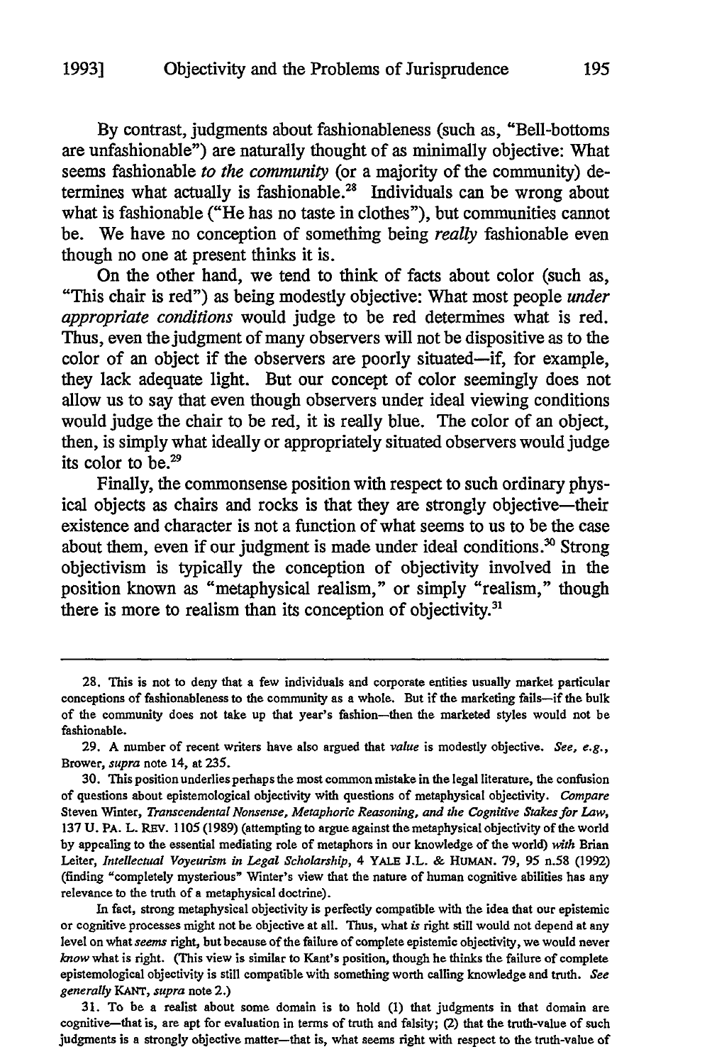By contrast, judgments about fashionableness (such as, "Bell-bottoms are unfashionable") are naturally thought of as minimally objective: What seems fashionable *to the community* (or a majority of the community) determines what actually is fashionable.[28] Individuals can be wrong about what is fashionable ("He has no taste in clothes"), but communities cannot be. We have no conception of something being *really* fashionable even though no one at present thinks it is.

On the other hand, we tend to think of facts about color (such as, "This chair is red") as being modestly objective: What most people *under appropriate conditions* would judge to be red determines what is red. Thus, even the judgment of many observers will not be dispositive as to the color of an object if the observers are poorly situated—if, for example, they lack adequate light. But our concept of color seemingly does not allow us to say that even though observers under ideal viewing conditions would judge the chair to be red, it is really blue. The color of an object, then, is simply what ideally or appropriately situated observers would judge its color to be.[29]

Finally, the commonsense position with respect to such ordinary physical objects as chairs and rocks is that they are strongly objective—their existence and character is not a function of what seems to us to be the case about them, even if our judgment is made under ideal conditions.[30] Strong objectivism is typically the conception of objectivity involved in the position known as "metaphysical realism," or simply "realism," though there is more to realism than its conception of objectivity.[31]

---

28. This is not to deny that a few individuals and corporate entities usually market particular conceptions of fashionableness to the community as a whole. But if the marketing fails—if the bulk of the community does not take up that year's fashion—then the marketed styles would not be fashionable.

29. A number of recent writers have also argued that *value* is modestly objective. *See, e.g.*, Brower, *supra* note 14, at 235.

30. This position underlies perhaps the most common mistake in the legal literature, the confusion of questions about epistemological objectivity with questions of metaphysical objectivity. *Compare* Steven Winter, *Transcendental Nonsense, Metaphoric Reasoning, and the Cognitive Stakes for Law*, 137 U. PA. L. REV. 1105 (1989) (attempting to argue against the metaphysical objectivity of the world by appealing to the essential mediating role of metaphors in our knowledge of the world) *with* Brian Leiter, *Intellectual Voyeurism in Legal Scholarship*, 4 YALE J.L. & HUMAN. 79, 95 n.58 (1992) (finding "completely mysterious" Winter's view that the nature of human cognitive abilities has any relevance to the truth of a metaphysical doctrine).

In fact, strong metaphysical objectivity is perfectly compatible with the idea that our epistemic or cognitive processes might not be objective at all. Thus, what *is* right still would not depend at any level on what *seems* right, but because of the failure of complete epistemic objectivity, we would never *know* what is right. (This view is similar to Kant's position, though he thinks the failure of complete epistemological objectivity is still compatible with something worth calling knowledge and truth. *See generally* KANT, *supra* note 2.)

31. To be a realist about some domain is to hold (1) that judgments in that domain are cognitive—that is, are apt for evaluation in terms of truth and falsity; (2) that the truth-value of such judgments is a strongly objective matter—that is, what seems right with respect to the truth-value of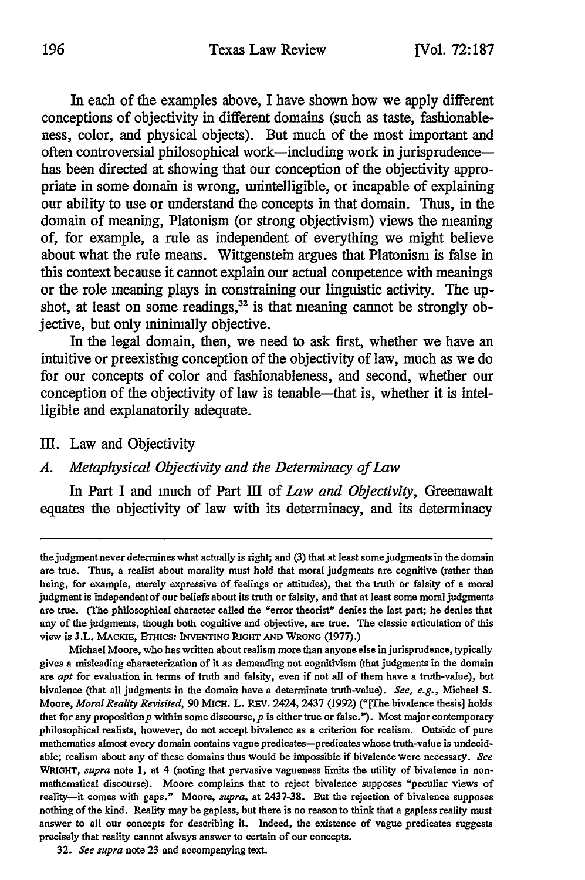In each of the examples above, I have shown how we apply different conceptions of objectivity in different domains (such as taste, fashionableness, color, and physical objects). But much of the most important and often controversial philosophical work—including work in jurisprudence—has been directed at showing that our conception of the objectivity appropriate in some domain is wrong, unintelligible, or incapable of explaining our ability to use or understand the concepts in that domain. Thus, in the domain of meaning, Platonism (or strong objectivism) views the meaning of, for example, a rule as independent of everything we might believe about what the rule means. Wittgenstein argues that Platonism is false in this context because it cannot explain our actual competence with meanings or the role meaning plays in constraining our linguistic activity. The upshot, at least on some readings,[32] is that meaning cannot be strongly objective, but only minimally objective.

In the legal domain, then, we need to ask first, whether we have an intuitive or preexisting conception of the objectivity of law, much as we do for our concepts of color and fashionableness, and second, whether our conception of the objectivity of law is tenable—that is, whether it is intelligible and explanatorily adequate.

## III. Law and Objectivity

### A. *Metaphysical Objectivity and the Determinacy of Law*

In Part I and much of Part III of *Law and Objectivity*, Greenawalt equates the objectivity of law with its determinacy, and its determinacy

---

the judgment never determines what actually is right; and (3) that at least some judgments in the domain are true. Thus, a realist about morality must hold that moral judgments are cognitive (rather than being, for example, merely expressive of feelings or attitudes), that the truth or falsity of a moral judgment is independent of our beliefs about its truth or falsity, and that at least some moral judgments are true. (The philosophical character called the "error theorist" denies the last part; he denies that any of the judgments, though both cognitive and objective, are true. The classic articulation of this view is J.L. MACKIE, ETHICS: INVENTING RIGHT AND WRONG (1977).)

Michael Moore, who has written about realism more than anyone else in jurisprudence, typically gives a misleading characterization of it as demanding not cognitivism (that judgments in the domain are *apt* for evaluation in terms of truth and falsity, even if not all of them have a truth-value), but bivalence (that all judgments in the domain have a determinate truth-value). *See, e.g.*, Michael S. Moore, *Moral Reality Revisited*, 90 MICH. L. REV. 2424, 2437 (1992) ("[The bivalence thesis] holds that for any proposition *p* within some discourse, *p* is either true or false."). Most major contemporary philosophical realists, however, do not accept bivalence as a criterion for realism. Outside of pure mathematics almost every domain contains vague predicates—predicates whose truth-value is undecidable; realism about any of these domains thus would be impossible if bivalence were necessary. *See* WRIGHT, *supra* note 1, at 4 (noting that pervasive vagueness limits the utility of bivalence in nonmathematical discourse). Moore complains that to reject bivalence supposes "peculiar views of reality—it comes with gaps." Moore, *supra*, at 2437-38. But the rejection of bivalence supposes nothing of the kind. Reality may be gapless, but there is no reason to think that a gapless reality must answer to all our concepts for describing it. Indeed, the existence of vague predicates suggests precisely that reality cannot always answer to certain of our concepts.

32. *See supra* note 23 and accompanying text.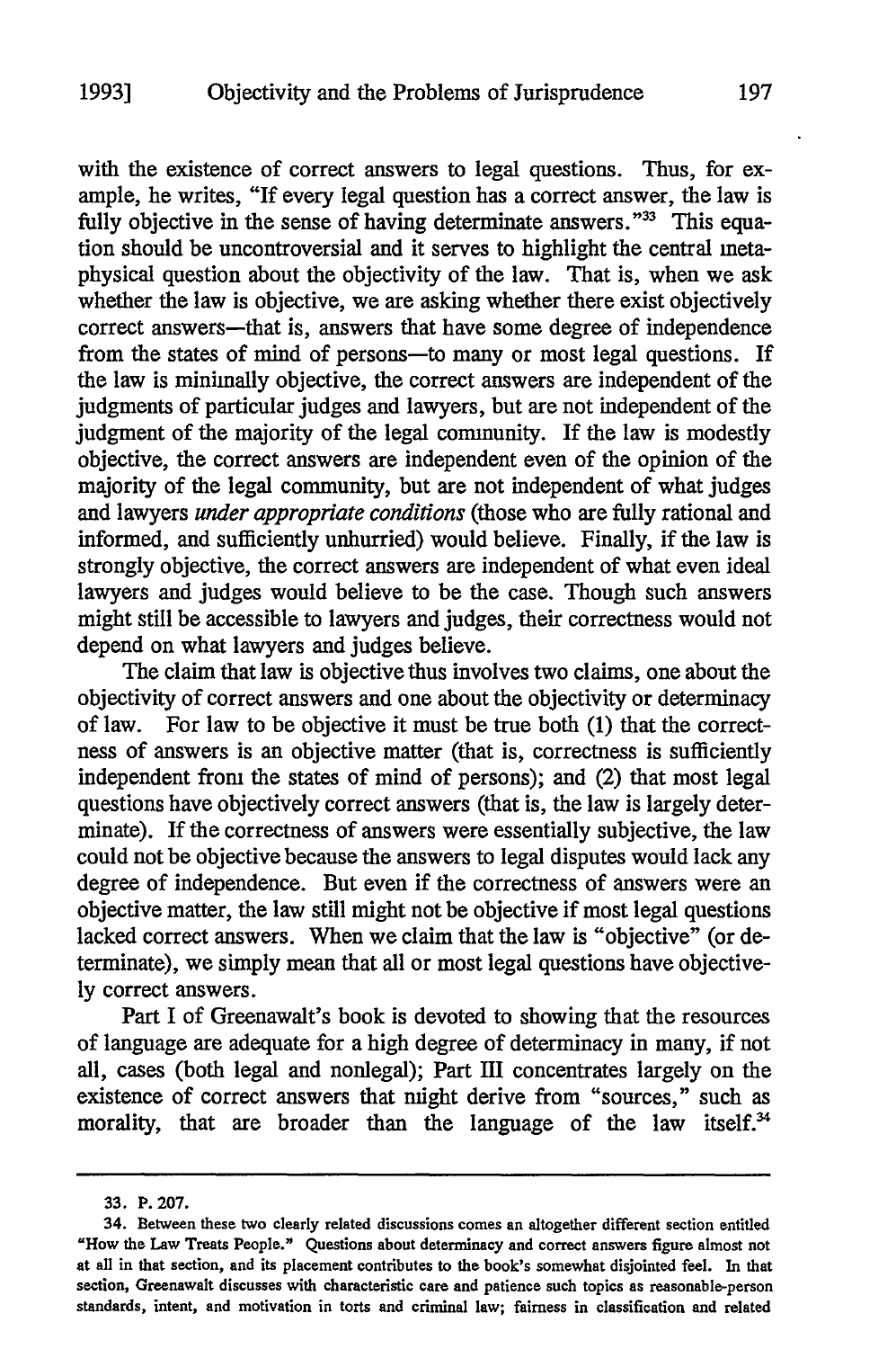with the existence of correct answers to legal questions. Thus, for example, he writes, "If every legal question has a correct answer, the law is fully objective in the sense of having determinate answers."[33] This equation should be uncontroversial and it serves to highlight the central metaphysical question about the objectivity of the law. That is, when we ask whether the law is objective, we are asking whether there exist objectively correct answers—that is, answers that have some degree of independence from the states of mind of persons—to many or most legal questions. If the law is minimally objective, the correct answers are independent of the judgments of particular judges and lawyers, but are not independent of the judgment of the majority of the legal community. If the law is modestly objective, the correct answers are independent even of the opinion of the majority of the legal community, but are not independent of what judges and lawyers *under appropriate conditions* (those who are fully rational and informed, and sufficiently unhurried) would believe. Finally, if the law is strongly objective, the correct answers are independent of what even ideal lawyers and judges would believe to be the case. Though such answers might still be accessible to lawyers and judges, their correctness would not depend on what lawyers and judges believe.

The claim that law is objective thus involves two claims, one about the objectivity of correct answers and one about the objectivity or determinacy of law. For law to be objective it must be true both (1) that the correctness of answers is an objective matter (that is, correctness is sufficiently independent from the states of mind of persons); and (2) that most legal questions have objectively correct answers (that is, the law is largely determinate). If the correctness of answers were essentially subjective, the law could not be objective because the answers to legal disputes would lack any degree of independence. But even if the correctness of answers were an objective matter, the law still might not be objective if most legal questions lacked correct answers. When we claim that the law is "objective" (or determinate), we simply mean that all or most legal questions have objectively correct answers.

Part I of Greenawalt's book is devoted to showing that the resources of language are adequate for a high degree of determinacy in many, if not all, cases (both legal and nonlegal); Part III concentrates largely on the existence of correct answers that might derive from "sources," such as morality, that are broader than the language of the law itself.[34]

---

33. P. 207.

34. Between these two clearly related discussions comes an altogether different section entitled "How the Law Treats People." Questions about determinacy and correct answers figure almost not at all in that section, and its placement contributes to the book's somewhat disjointed feel. In that section, Greenawalt discusses with characteristic care and patience such topics as reasonable-person standards, intent, and motivation in torts and criminal law; fairness in classification and related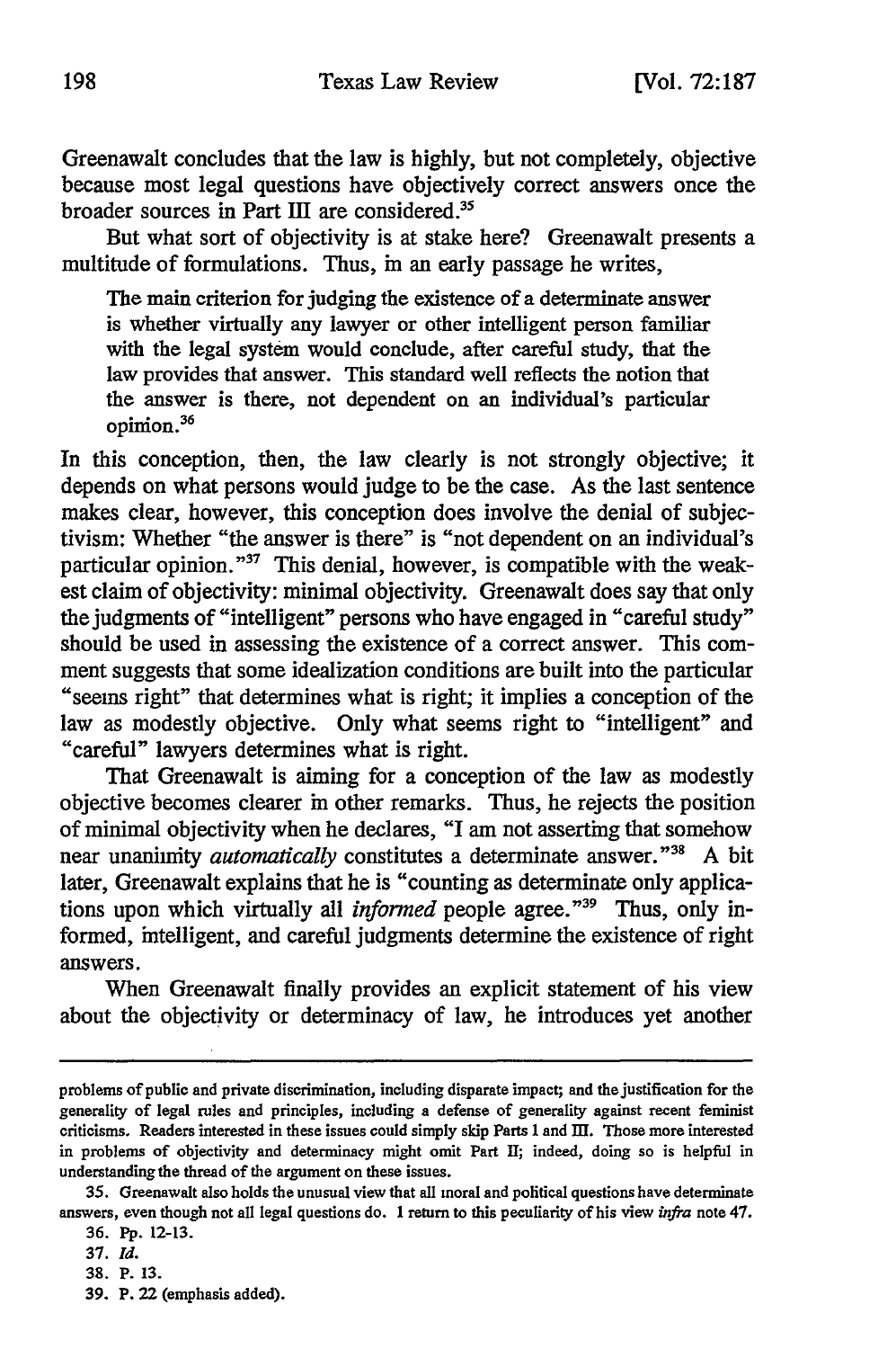Greenawalt concludes that the law is highly, but not completely, objective because most legal questions have objectively correct answers once the broader sources in Part III are considered.[35]

But what sort of objectivity is at stake here? Greenawalt presents a multitude of formulations. Thus, in an early passage he writes,

> The main criterion for judging the existence of a determinate answer is whether virtually any lawyer or other intelligent person familiar with the legal system would conclude, after careful study, that the law provides that answer. This standard well reflects the notion that the answer is there, not dependent on an individual's particular opinion.[36]

In this conception, then, the law clearly is not strongly objective; it depends on what persons would judge to be the case. As the last sentence makes clear, however, this conception does involve the denial of subjectivism: Whether "the answer is there" is "not dependent on an individual's particular opinion."[37] This denial, however, is compatible with the weakest claim of objectivity: minimal objectivity. Greenawalt does say that only the judgments of "intelligent" persons who have engaged in "careful study" should be used in assessing the existence of a correct answer. This comment suggests that some idealization conditions are built into the particular "seems right" that determines what is right; it implies a conception of the law as modestly objective. Only what seems right to "intelligent" and "careful" lawyers determines what is right.

That Greenawalt is aiming for a conception of the law as modestly objective becomes clearer in other remarks. Thus, he rejects the position of minimal objectivity when he declares, "I am not asserting that somehow near unanimity *automatically* constitutes a determinate answer."[38] A bit later, Greenawalt explains that he is "counting as determinate only applications upon which virtually all *informed* people agree."[39] Thus, only informed, intelligent, and careful judgments determine the existence of right answers.

When Greenawalt finally provides an explicit statement of his view about the objectivity or determinacy of law, he introduces yet another

---

problems of public and private discrimination, including disparate impact; and the justification for the generality of legal rules and principles, including a defense of generality against recent feminist criticisms. Readers interested in these issues could simply skip Parts I and III. Those more interested in problems of objectivity and determinacy might omit Part II; indeed, doing so is helpful in understanding the thread of the argument on these issues.

35. Greenawalt also holds the unusual view that all moral and political questions have determinate answers, even though not all legal questions do. I return to this peculiarity of his view *infra* note 47.

36. Pp. 12-13.

37. *Id.*

38. P. 13.

39. P. 22 (emphasis added).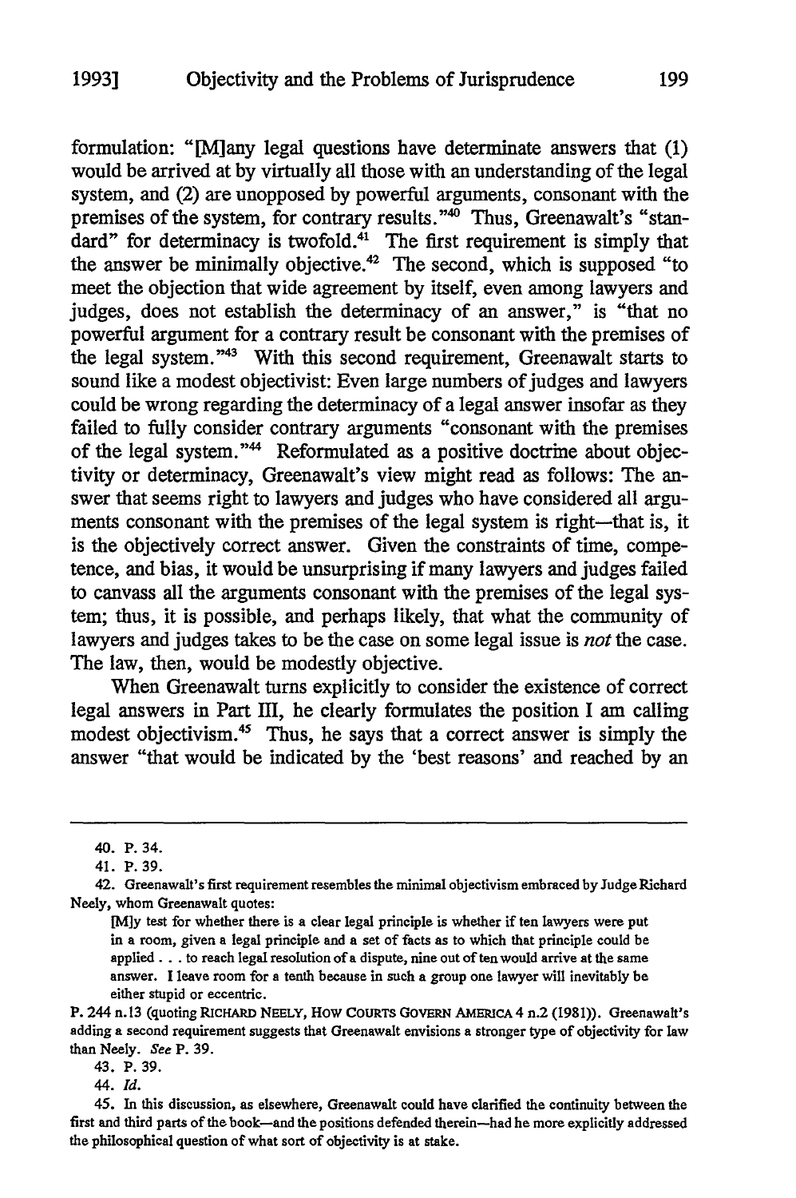formulation: "[M]any legal questions have determinate answers that (1) would be arrived at by virtually all those with an understanding of the legal system, and (2) are unopposed by powerful arguments, consonant with the premises of the system, for contrary results."[40] Thus, Greenawalt's "standard" for determinacy is twofold.[41] The first requirement is simply that the answer be minimally objective.[42] The second, which is supposed "to meet the objection that wide agreement by itself, even among lawyers and judges, does not establish the determinacy of an answer," is "that no powerful argument for a contrary result be consonant with the premises of the legal system."[43] With this second requirement, Greenawalt starts to sound like a modest objectivist: Even large numbers of judges and lawyers could be wrong regarding the determinacy of a legal answer insofar as they failed to fully consider contrary arguments "consonant with the premises of the legal system."[44] Reformulated as a positive doctrine about objectivity or determinacy, Greenawalt's view might read as follows: The answer that seems right to lawyers and judges who have considered all arguments consonant with the premises of the legal system is right—that is, it is the objectively correct answer. Given the constraints of time, competence, and bias, it would be unsurprising if many lawyers and judges failed to canvass all the arguments consonant with the premises of the legal system; thus, it is possible, and perhaps likely, that what the community of lawyers and judges takes to be the case on some legal issue is *not* the case. The law, then, would be modestly objective.

When Greenawalt turns explicitly to consider the existence of correct legal answers in Part III, he clearly formulates the position I am calling modest objectivism.[45] Thus, he says that a correct answer is simply the answer "that would be indicated by the 'best reasons' and reached by an

---

40. P. 34.

41. P. 39.

42. Greenawalt's first requirement resembles the minimal objectivism embraced by Judge Richard Neely, whom Greenawalt quotes:

> [M]y test for whether there is a clear legal principle is whether if ten lawyers were put in a room, given a legal principle and a set of facts as to which that principle could be applied . . . to reach legal resolution of a dispute, nine out of ten would arrive at the same answer. I leave room for a tenth because in such a group one lawyer will inevitably be either stupid or eccentric.

P. 244 n.13 (quoting RICHARD NEELY, HOW COURTS GOVERN AMERICA 4 n.2 (1981)). Greenawalt's adding a second requirement suggests that Greenawalt envisions a stronger type of objectivity for law than Neely. *See* P. 39.

43. P. 39.

44. *Id.*

45. In this discussion, as elsewhere, Greenawalt could have clarified the continuity between the first and third parts of the book—and the positions defended therein—had he more explicitly addressed the philosophical question of what sort of objectivity is at stake.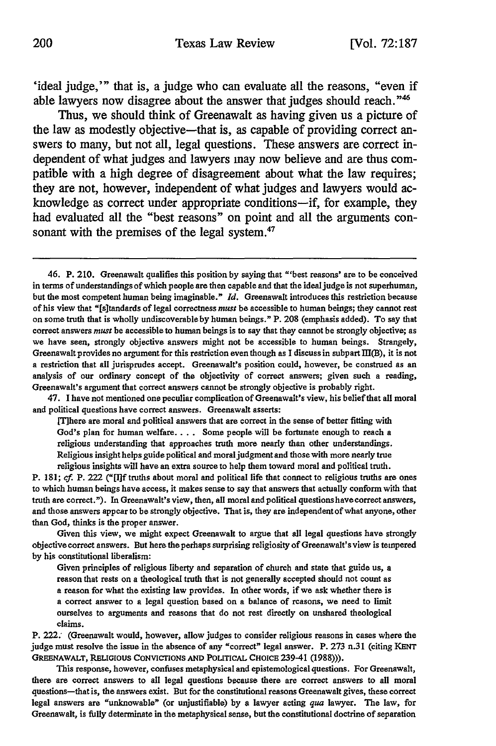'ideal judge,'" that is, a judge who can evaluate all the reasons, "even if able lawyers now disagree about the answer that judges should reach."[46]

Thus, we should think of Greenawalt as having given us a picture of the law as modestly objective—that is, as capable of providing correct answers to many, but not all, legal questions. These answers are correct independent of what judges and lawyers may now believe and are thus compatible with a high degree of disagreement about what the law requires; they are not, however, independent of what judges and lawyers would acknowledge as correct under appropriate conditions—if, for example, they had evaluated all the "best reasons" on point and all the arguments consonant with the premises of the legal system.[47]

---

46. P. 210. Greenawalt qualifies this position by saying that "'best reasons' are to be conceived in terms of understandings of which people are then capable and that the ideal judge is not superhuman, but the most competent human being imaginable." *Id.* Greenawalt introduces this restriction because of his view that "[s]tandards of legal correctness *must* be accessible to human beings; they cannot rest on some truth that is wholly undiscoverable by human beings." P. 208 (emphasis added). To say that correct answers *must* be accessible to human beings is to say that they cannot be strongly objective; as we have seen, strongly objective answers might not be accessible to human beings. Strangely, Greenawalt provides no argument for this restriction even though as I discuss in subpart III(B), it is not a restriction that all jurisprudes accept. Greenawalt's position could, however, be construed as an analysis of our ordinary concept of the objectivity of correct answers; given such a reading, Greenawalt's argument that correct answers cannot be strongly objective is probably right.

47. I have not mentioned one peculiar complication of Greenawalt's view, his belief that all moral and political questions have correct answers. Greenawalt asserts:

> [T]here are moral and political answers that are correct in the sense of better fitting with God's plan for human welfare. . . . Some people will be fortunate enough to reach a religious understanding that approaches truth more nearly than other understandings. Religious insight helps guide political and moral judgment and those with more nearly true religious insights will have an extra source to help them toward moral and political truth.

P. 181; *cf.* P. 222 ("[I]f truths about moral and political life that connect to religious truths are ones to which human beings have access, it makes sense to say that answers that actually conform with that truth are correct."). In Greenawalt's view, then, all moral and political questions have correct answers, and those answers appear to be strongly objective. That is, they are independent of what anyone, other than God, thinks is the proper answer.

Given this view, we might expect Greenawalt to argue that all legal questions have strongly objective correct answers. But here the perhaps surprising religiosity of Greenawalt's view is tempered by his constitutional liberalism:

> Given principles of religious liberty and separation of church and state that guide us, a reason that rests on a theological truth that is not generally accepted should not count as a reason for what the existing law provides. In other words, if we ask whether there is a correct answer to a legal question based on a balance of reasons, we need to limit ourselves to arguments and reasons that do not rest directly on unshared theological claims.

P. 222. (Greenawalt would, however, allow judges to consider religious reasons in cases where the judge must resolve the issue in the absence of any "correct" legal answer. P. 273 n.31 (citing KENT GREENAWALT, RELIGIOUS CONVICTIONS AND POLITICAL CHOICE 239-41 (1988))).

This response, however, confuses metaphysical and epistemological questions. For Greenawalt, there are correct answers to all legal questions because there are correct answers to all moral questions—that is, the answers exist. But for the constitutional reasons Greenawalt gives, these correct legal answers are "unknowable" (or unjustifiable) by a lawyer acting *qua* lawyer. The law, for Greenawalt, is fully determinate in the metaphysical sense, but the constitutional doctrine of separation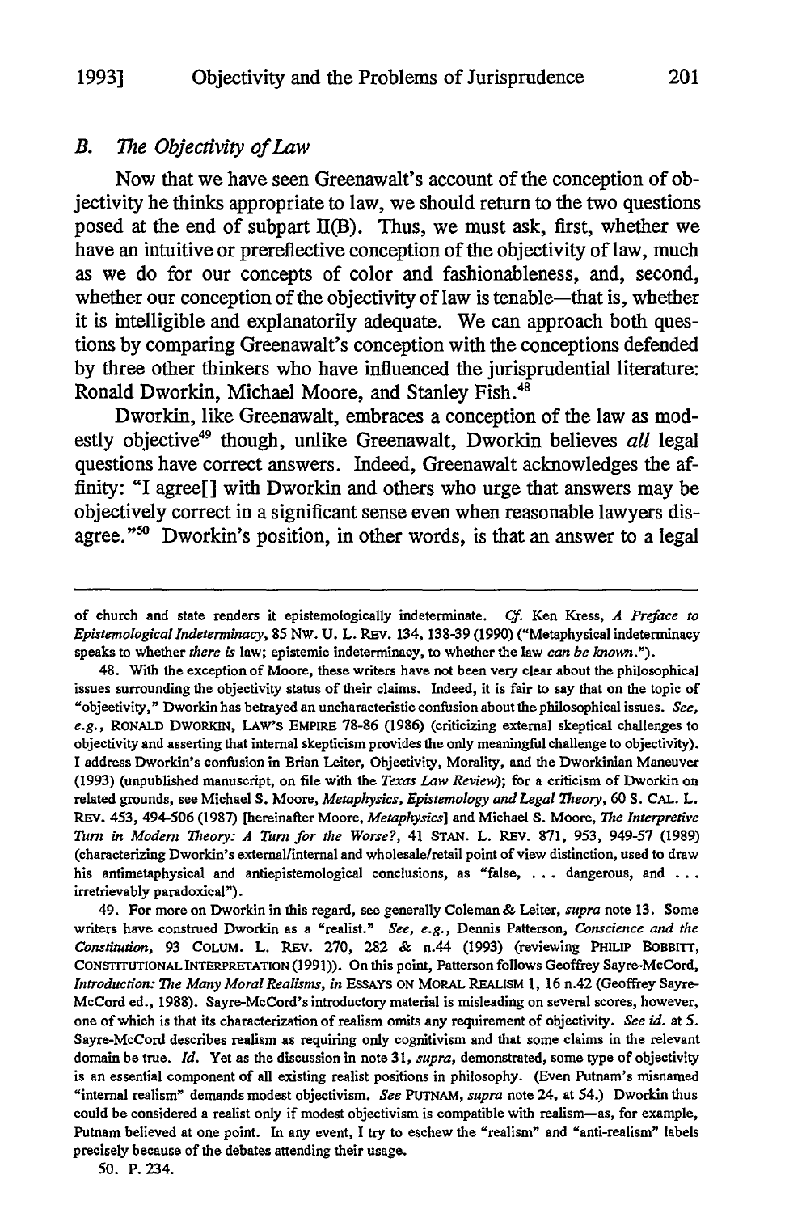### B. *The Objectivity of Law*

Now that we have seen Greenawalt's account of the conception of objectivity he thinks appropriate to law, we should return to the two questions posed at the end of subpart II(B). Thus, we must ask, first, whether we have an intuitive or prereflective conception of the objectivity of law, much as we do for our concepts of color and fashionableness, and, second, whether our conception of the objectivity of law is tenable—that is, whether it is intelligible and explanatorily adequate. We can approach both questions by comparing Greenawalt's conception with the conceptions defended by three other thinkers who have influenced the jurisprudential literature: Ronald Dworkin, Michael Moore, and Stanley Fish.[48]

Dworkin, like Greenawalt, embraces a conception of the law as modestly objective[49] though, unlike Greenawalt, Dworkin believes *all* legal questions have correct answers. Indeed, Greenawalt acknowledges the affinity: "I agree[] with Dworkin and others who urge that answers may be objectively correct in a significant sense even when reasonable lawyers disagree."[50] Dworkin's position, in other words, is that an answer to a legal

---

of church and state renders it epistemologically indeterminate. *Cf.* Ken Kress, *A Preface to Epistemological Indeterminacy*, 85 NW. U. L. REV. 134, 138-39 (1990) ("Metaphysical indeterminacy speaks to whether *there is* law; epistemic indeterminacy, to whether the law *can be known*.").

48. With the exception of Moore, these writers have not been very clear about the philosophical issues surrounding the objectivity status of their claims. Indeed, it is fair to say that on the topic of "objectivity," Dworkin has betrayed an uncharacteristic confusion about the philosophical issues. *See, e.g.*, RONALD DWORKIN, LAW'S EMPIRE 78-86 (1986) (criticizing external skeptical challenges to objectivity and asserting that internal skepticism provides the only meaningful challenge to objectivity). I address Dworkin's confusion in Brian Leiter, Objectivity, Morality, and the Dworkinian Maneuver (1993) (unpublished manuscript, on file with the *Texas Law Review*); for a criticism of Dworkin on related grounds, see Michael S. Moore, *Metaphysics, Epistemology and Legal Theory*, 60 S. CAL. L. REV. 453, 494-506 (1987) [hereinafter Moore, *Metaphysics*] and Michael S. Moore, *The Interpretive Turn in Modern Theory: A Turn for the Worse?*, 41 STAN. L. REV. 871, 953, 949-57 (1989) (characterizing Dworkin's external/internal and wholesale/retail point of view distinction, used to draw his antimetaphysical and antiepistemological conclusions, as "false, . . . dangerous, and . . . irretrievably paradoxical").

49. For more on Dworkin in this regard, see generally Coleman & Leiter, *supra* note 13. Some writers have construed Dworkin as a "realist." *See, e.g.*, Dennis Patterson, *Conscience and the Constitution*, 93 COLUM. L. REV. 270, 282 & n.44 (1993) (reviewing PHILIP BOBBITT, CONSTITUTIONAL INTERPRETATION (1991)). On this point, Patterson follows Geoffrey Sayre-McCord, *Introduction: The Many Moral Realisms*, *in* ESSAYS ON MORAL REALISM 1, 16 n.42 (Geoffrey Sayre-McCord ed., 1988). Sayre-McCord's introductory material is misleading on several scores, however, one of which is that its characterization of realism omits any requirement of objectivity. *See id.* at 5. Sayre-McCord describes realism as requiring only cognitivism and that some claims in the relevant domain be true. *Id.* Yet as the discussion in note 31, *supra*, demonstrated, some type of objectivity is an essential component of all existing realist positions in philosophy. (Even Putnam's misnamed "internal realism" demands modest objectivism. *See* PUTNAM, *supra* note 24, at 54.) Dworkin thus could be considered a realist only if modest objectivism is compatible with realism—as, for example, Putnam believed at one point. In any event, I try to eschew the "realism" and "anti-realism" labels precisely because of the debates attending their usage.

50. P. 234.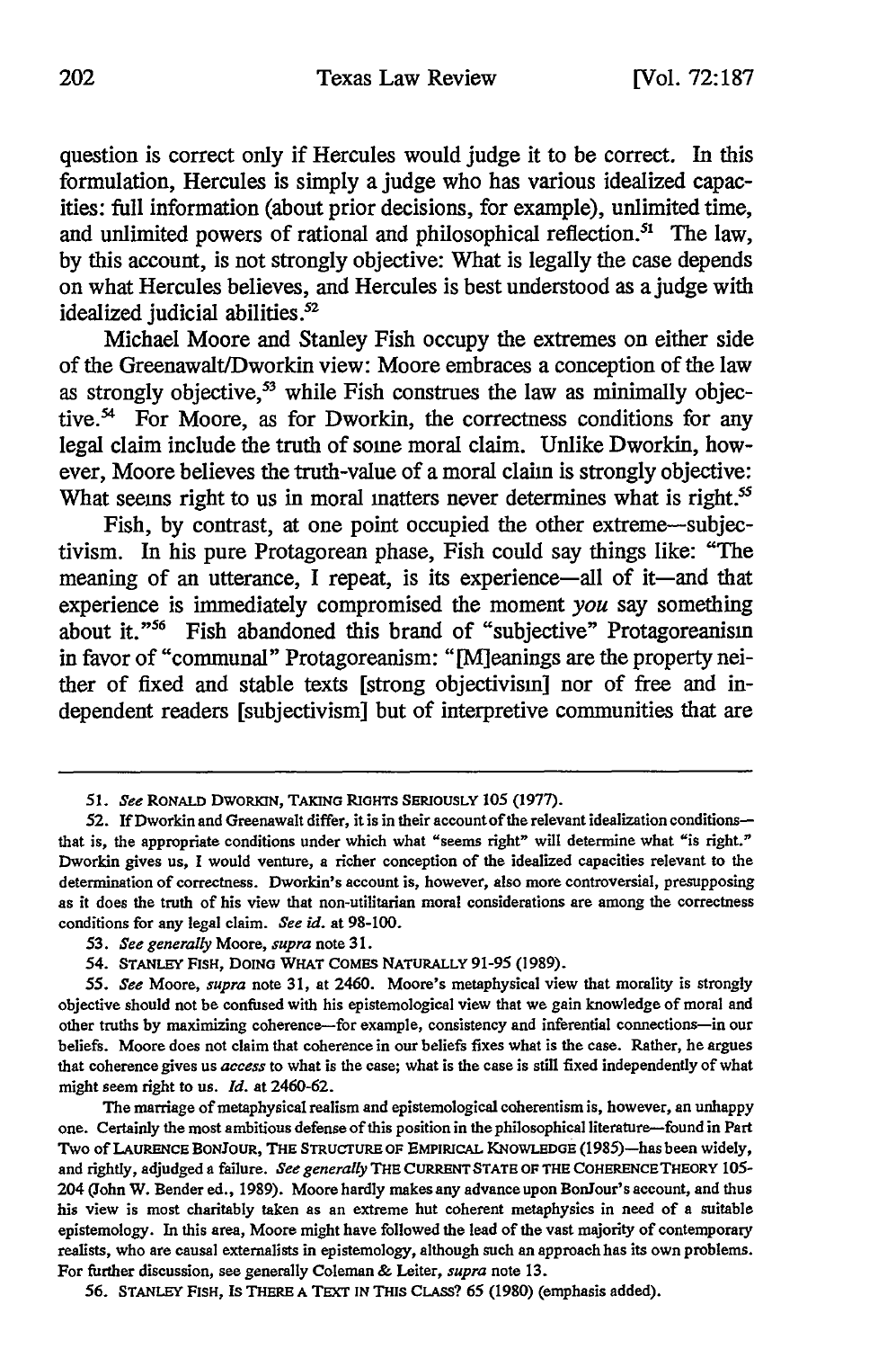question is correct only if Hercules would judge it to be correct. In this formulation, Hercules is simply a judge who has various idealized capacities: full information (about prior decisions, for example), unlimited time, and unlimited powers of rational and philosophical reflection.[51] The law, by this account, is not strongly objective: What is legally the case depends on what Hercules believes, and Hercules is best understood as a judge with idealized judicial abilities.[52]

Michael Moore and Stanley Fish occupy the extremes on either side of the Greenawalt/Dworkin view: Moore embraces a conception of the law as strongly objective,[53] while Fish construes the law as minimally objective.[54] For Moore, as for Dworkin, the correctness conditions for any legal claim include the truth of some moral claim. Unlike Dworkin, however, Moore believes the truth-value of a moral claim is strongly objective: What seems right to us in moral matters never determines what is right.[55]

Fish, by contrast, at one point occupied the other extreme—subjectivism. In his pure Protagorean phase, Fish could say things like: "The meaning of an utterance, I repeat, is its experience—all of it—and that experience is immediately compromised the moment *you* say something about it."[56] Fish abandoned this brand of "subjective" Protagoreanism in favor of "communal" Protagoreanism: "[M]eanings are the property neither of fixed and stable texts [strong objectivism] nor of free and independent readers [subjectivism] but of interpretive communities that are

---

51. *See* RONALD DWORKIN, TAKING RIGHTS SERIOUSLY 105 (1977).

52. If Dworkin and Greenawalt differ, it is in their account of the relevant idealization conditions—that is, the appropriate conditions under which what "seems right" will determine what "is right." Dworkin gives us, I would venture, a richer conception of the idealized capacities relevant to the determination of correctness. Dworkin's account is, however, also more controversial, presupposing as it does the truth of his view that non-utilitarian moral considerations are among the correctness conditions for any legal claim. *See id.* at 98-100.

53. *See generally* Moore, *supra* note 31.

54. STANLEY FISH, DOING WHAT COMES NATURALLY 91-95 (1989).

55. *See* Moore, *supra* note 31, at 2460. Moore's metaphysical view that morality is strongly objective should not be confused with his epistemological view that we gain knowledge of moral and other truths by maximizing coherence—for example, consistency and inferential connections—in our beliefs. Moore does not claim that coherence in our beliefs fixes what is the case. Rather, he argues that coherence gives us *access* to what is the case; what is the case is still fixed independently of what might seem right to us. *Id.* at 2460-62.

The marriage of metaphysical realism and epistemological coherentism is, however, an unhappy one. Certainly the most ambitious defense of this position in the philosophical literature—found in Part Two of LAURENCE BONJOUR, THE STRUCTURE OF EMPIRICAL KNOWLEDGE (1985)—has been widely, and rightly, adjudged a failure. *See generally* THE CURRENT STATE OF THE COHERENCE THEORY 105-204 (John W. Bender ed., 1989). Moore hardly makes any advance upon BonJour's account, and thus his view is most charitably taken as an extreme but coherent metaphysics in need of a suitable epistemology. In this area, Moore might have followed the lead of the vast majority of contemporary realists, who are causal externalists in epistemology, although such an approach has its own problems. For further discussion, see generally Coleman & Leiter, *supra* note 13.

56. STANLEY FISH, IS THERE A TEXT IN THIS CLASS? 65 (1980) (emphasis added).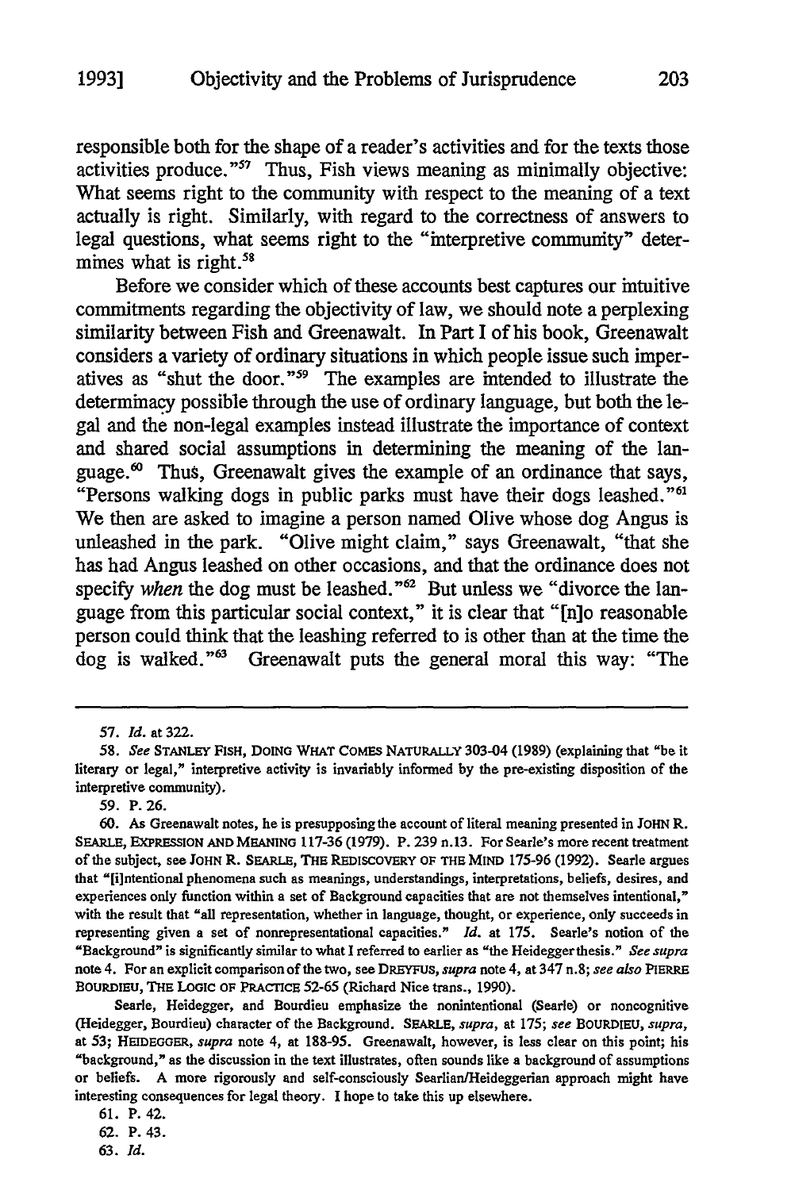responsible both for the shape of a reader's activities and for the texts those activities produce."[57] Thus, Fish views meaning as minimally objective: What seems right to the community with respect to the meaning of a text actually is right. Similarly, with regard to the correctness of answers to legal questions, what seems right to the "interpretive community" determines what is right.[58]

Before we consider which of these accounts best captures our intuitive commitments regarding the objectivity of law, we should note a perplexing similarity between Fish and Greenawalt. In Part I of his book, Greenawalt considers a variety of ordinary situations in which people issue such imperatives as "shut the door."[59] The examples are intended to illustrate the determinacy possible through the use of ordinary language, but both the legal and the non-legal examples instead illustrate the importance of context and shared social assumptions in determining the meaning of the language.[60] Thus, Greenawalt gives the example of an ordinance that says, "Persons walking dogs in public parks must have their dogs leashed."[61] We then are asked to imagine a person named Olive whose dog Angus is unleashed in the park. "Olive might claim," says Greenawalt, "that she has had Angus leashed on other occasions, and that the ordinance does not specify *when* the dog must be leashed."[62] But unless we "divorce the language from this particular social context," it is clear that "[n]o reasonable person could think that the leashing referred to is other than at the time the dog is walked."[63] Greenawalt puts the general moral this way: "The

---

57. *Id.* at 322.

58. *See* STANLEY FISH, DOING WHAT COMES NATURALLY 303-04 (1989) (explaining that "be it literary or legal," interpretive activity is invariably informed by the pre-existing disposition of the interpretive community).

59. P. 26.

60. As Greenawalt notes, he is presupposing the account of literal meaning presented in JOHN R. SEARLE, EXPRESSION AND MEANING 117-36 (1979). P. 239 n.13. For Searle's more recent treatment of the subject, see JOHN R. SEARLE, THE REDISCOVERY OF THE MIND 175-96 (1992). Searle argues that "[i]ntentional phenomena such as meanings, understandings, interpretations, beliefs, desires, and experiences only function within a set of Background capacities that are not themselves intentional," with the result that "all representation, whether in language, thought, or experience, only succeeds in representing given a set of nonrepresentational capacities." *Id.* at 175. Searle's notion of the "Background" is significantly similar to what I referred to earlier as "the Heidegger thesis." *See supra* note 4. For an explicit comparison of the two, see DREYFUS, *supra* note 4, at 347 n.8; *see also* PIERRE BOURDIEU, THE LOGIC OF PRACTICE 52-65 (Richard Nice trans., 1990).

Searle, Heidegger, and Bourdieu emphasize the nonintentional (Searle) or noncognitive (Heidegger, Bourdieu) character of the Background. SEARLE, *supra*, at 175; *see* BOURDIEU, *supra*, at 53; HEIDEGGER, *supra* note 4, at 188-95. Greenawalt, however, is less clear on this point; his "background," as the discussion in the text illustrates, often sounds like a background of assumptions or beliefs. A more rigorously and self-consciously Searlian/Heideggerian approach might have interesting consequences for legal theory. I hope to take this up elsewhere.

61. P. 42.

62. P. 43.

63. *Id.*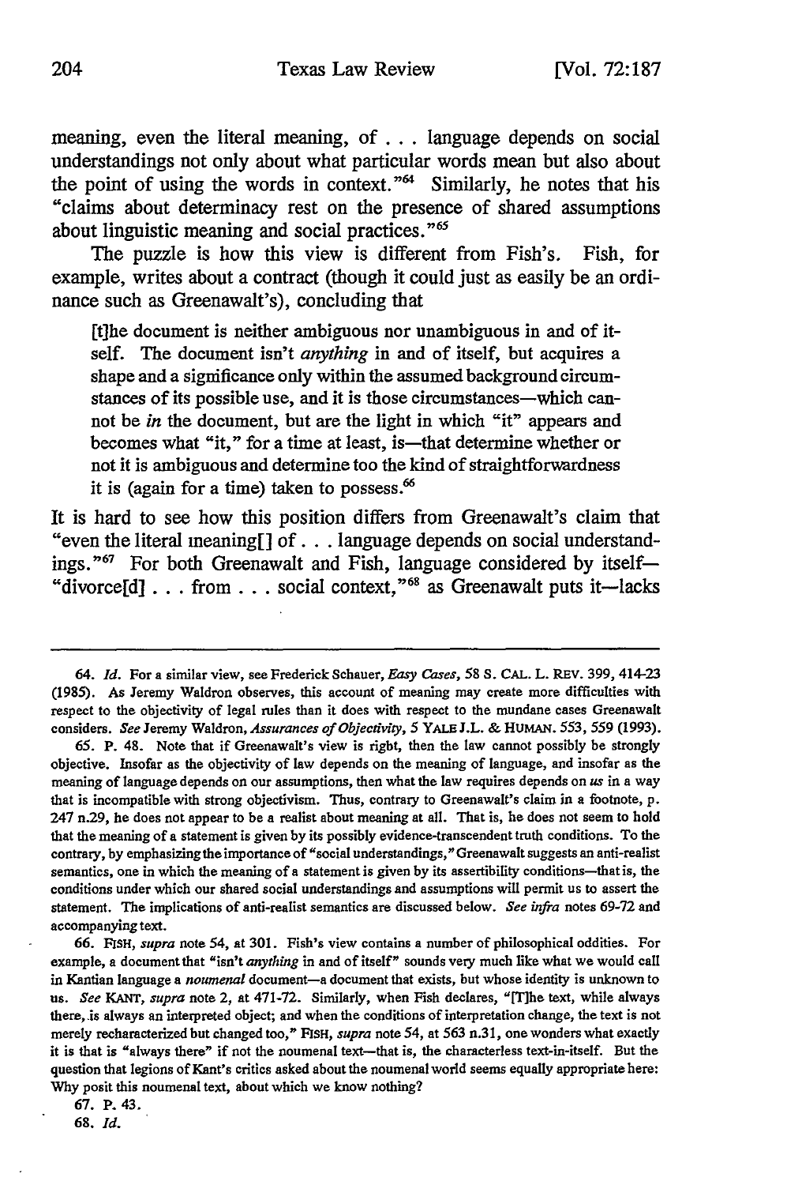meaning, even the literal meaning, of . . . language depends on social understandings not only about what particular words mean but also about the point of using the words in context."[64] Similarly, he notes that his "claims about determinacy rest on the presence of shared assumptions about linguistic meaning and social practices."[65]

The puzzle is how this view is different from Fish's. Fish, for example, writes about a contract (though it could just as easily be an ordinance such as Greenawalt's), concluding that

> [t]he document is neither ambiguous nor unambiguous in and of itself. The document isn't *anything* in and of itself, but acquires a shape and a significance only within the assumed background circumstances of its possible use, and it is those circumstances—which cannot be *in* the document, but are the light in which "it" appears and becomes what "it," for a time at least, is—that determine whether or not it is ambiguous and determine too the kind of straightforwardness it is (again for a time) taken to possess.[66]

It is hard to see how this position differs from Greenawalt's claim that "even the literal meaning[] of . . . language depends on social understandings."[67] For both Greenawalt and Fish, language considered by itself—"divorce[d] . . . from . . . social context,"[68] as Greenawalt puts it—lacks

---

64. *Id.* For a similar view, see Frederick Schauer, *Easy Cases*, 58 S. CAL. L. REV. 399, 414-23 (1985). As Jeremy Waldron observes, this account of meaning may create more difficulties with respect to the objectivity of legal rules than it does with respect to the mundane cases Greenawalt considers. *See* Jeremy Waldron, *Assurances of Objectivity*, 5 YALE J.L. & HUMAN. 553, 559 (1993).

65. P. 48. Note that if Greenawalt's view is right, then the law cannot possibly be strongly objective. Insofar as the objectivity of law depends on the meaning of language, and insofar as the meaning of language depends on our assumptions, then what the law requires depends on *us* in a way that is incompatible with strong objectivism. Thus, contrary to Greenawalt's claim in a footnote, p. 247 n.29, he does not appear to be a realist about meaning at all. That is, he does not seem to hold that the meaning of a statement is given by its possibly evidence-transcendent truth conditions. To the contrary, by emphasizing the importance of "social understandings," Greenawalt suggests an anti-realist semantics, one in which the meaning of a statement is given by its assertibility conditions—that is, the conditions under which our shared social understandings and assumptions will permit us to assert the statement. The implications of anti-realist semantics are discussed below. *See infra* notes 69-72 and accompanying text.

66. FISH, *supra* note 54, at 301. Fish's view contains a number of philosophical oddities. For example, a document that "isn't *anything* in and of itself" sounds very much like what we would call in Kantian language a *noumenal* document—a document that exists, but whose identity is unknown to us. *See* KANT, *supra* note 2, at 471-72. Similarly, when Fish declares, "[T]he text, while always there, is always an interpreted object; and when the conditions of interpretation change, the text is not merely recharacterized but changed too," FISH, *supra* note 54, at 563 n.31, one wonders what exactly it is that is "always there" if not the noumenal text—that is, the characterless text-in-itself. But the question that legions of Kant's critics asked about the noumenal world seems equally appropriate here: Why posit this noumenal text, about which we know nothing?

67. P. 43.

68. *Id.*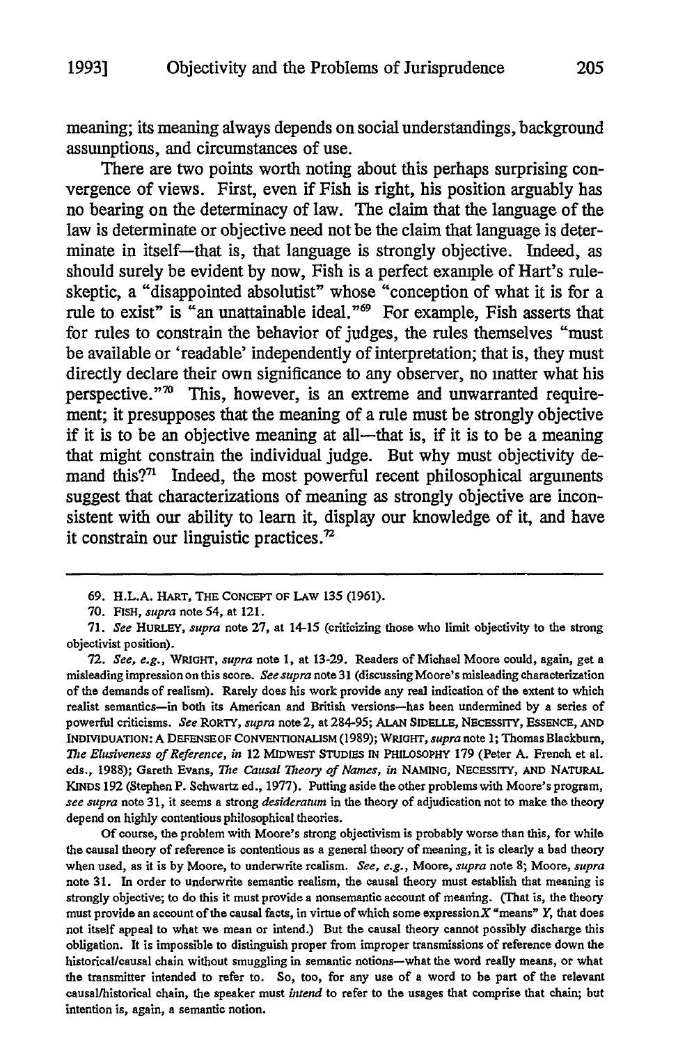meaning; its meaning always depends on social understandings, background assumptions, and circumstances of use.

There are two points worth noting about this perhaps surprising convergence of views. First, even if Fish is right, his position arguably has no bearing on the determinacy of law. The claim that the language of the law is determinate or objective need not be the claim that language is determinate in itself—that is, that language is strongly objective. Indeed, as should surely be evident by now, Fish is a perfect example of Hart's rule-skeptic, a "disappointed absolutist" whose "conception of what it is for a rule to exist" is "an unattainable ideal."[69] For example, Fish asserts that for rules to constrain the behavior of judges, the rules themselves "must be available or 'readable' independently of interpretation; that is, they must directly declare their own significance to any observer, no matter what his perspective."[70] This, however, is an extreme and unwarranted requirement; it presupposes that the meaning of a rule must be strongly objective if it is to be an objective meaning at all—that is, if it is to be a meaning that might constrain the individual judge. But why must objectivity demand this?[71] Indeed, the most powerful recent philosophical arguments suggest that characterizations of meaning as strongly objective are inconsistent with our ability to learn it, display our knowledge of it, and have it constrain our linguistic practices.[72]

---

69. H.L.A. HART, THE CONCEPT OF LAW 135 (1961).

70. FISH, *supra* note 54, at 121.

71. *See* HURLEY, *supra* note 27, at 14-15 (criticizing those who limit objectivity to the strong objectivist position).

72. *See, e.g.*, WRIGHT, *supra* note 1, at 13-29. Readers of Michael Moore could, again, get a misleading impression on this score. *See supra* note 31 (discussing Moore's misleading characterization of the demands of realism). Rarely does his work provide any real indication of the extent to which realist semantics—in both its American and British versions—has been undermined by a series of powerful criticisms. *See* RORTY, *supra* note 2, at 284-95; ALAN SIDELLE, NECESSITY, ESSENCE, AND INDIVIDUATION: A DEFENSE OF CONVENTIONALISM (1989); WRIGHT, *supra* note 1; Thomas Blackburn, *The Elusiveness of Reference*, *in* 12 MIDWEST STUDIES IN PHILOSOPHY 179 (Peter A. French et al. eds., 1988); Gareth Evans, *The Causal Theory of Names*, *in* NAMING, NECESSITY, AND NATURAL KINDS 192 (Stephen P. Schwartz ed., 1977). Putting aside the other problems with Moore's program, *see supra* note 31, it seems a strong *desideratum* in the theory of adjudication not to make the theory depend on highly contentious philosophical theories.

Of course, the problem with Moore's strong objectivism is probably worse than this, for while the causal theory of reference is contentious as a general theory of meaning, it is clearly a bad theory when used, as it is by Moore, to underwrite realism. *See, e.g.*, Moore, *supra* note 8; Moore, *supra* note 31. In order to underwrite semantic realism, the causal theory must establish that meaning is strongly objective; to do this it must provide a nonsemantic account of meaning. (That is, the theory must provide an account of the causal facts, in virtue of which some expression *X* "means" *Y*, that does not itself appeal to what we mean or intend.) But the causal theory cannot possibly discharge this obligation. It is impossible to distinguish proper from improper transmissions of reference down the historical/causal chain without smuggling in semantic notions—what the word really means, or what the transmitter intended to refer to. So, too, for any use of a word to be part of the relevant causal/historical chain, the speaker must *intend* to refer to the usages that comprise that chain; but intention is, again, a semantic notion.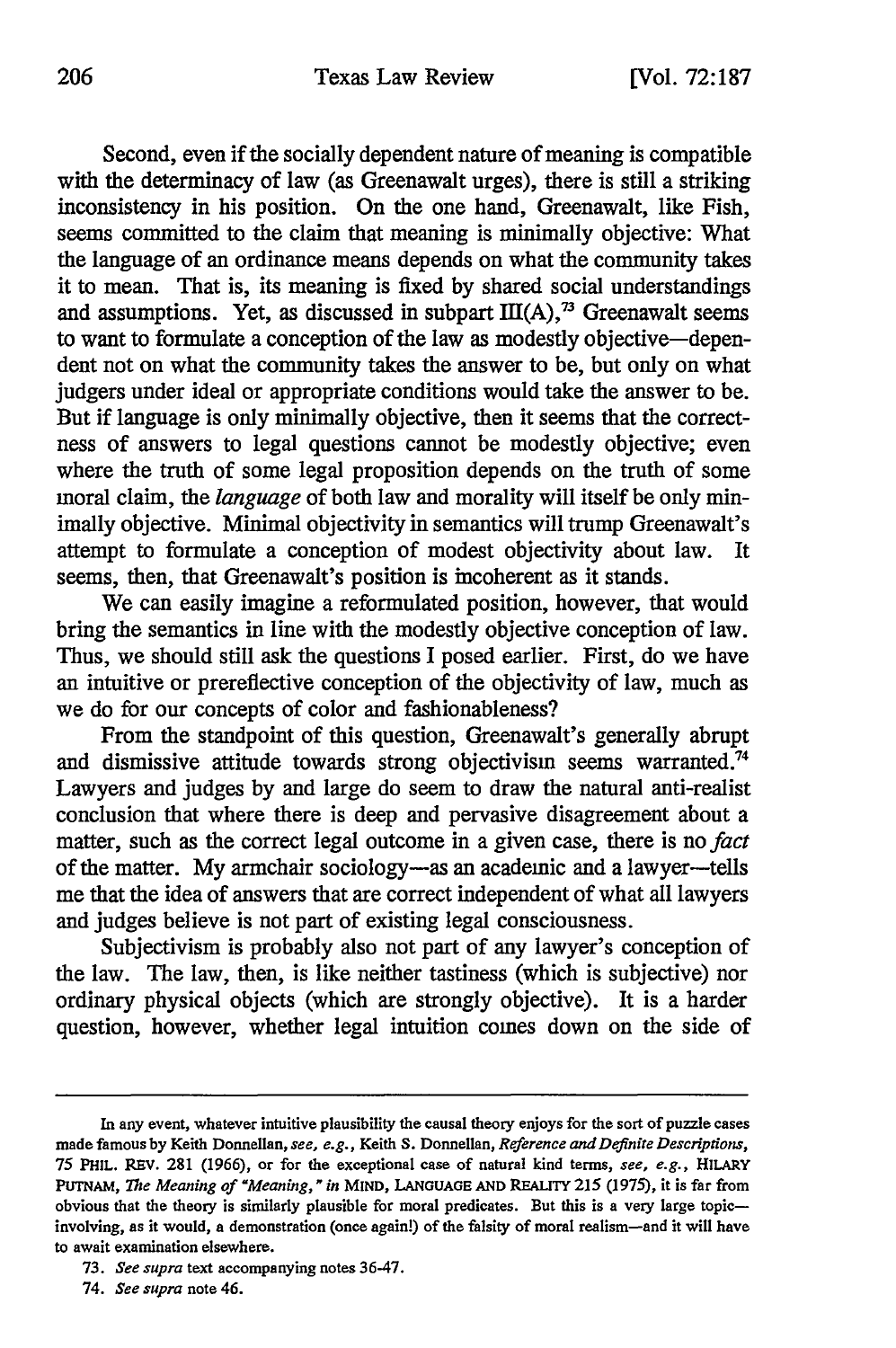Second, even if the socially dependent nature of meaning is compatible with the determinacy of law (as Greenawalt urges), there is still a striking inconsistency in his position. On the one hand, Greenawalt, like Fish, seems committed to the claim that meaning is minimally objective: What the language of an ordinance means depends on what the community takes it to mean. That is, its meaning is fixed by shared social understandings and assumptions. Yet, as discussed in subpart III(A),[73] Greenawalt seems to want to formulate a conception of the law as modestly objective—dependent not on what the community takes the answer to be, but only on what judgers under ideal or appropriate conditions would take the answer to be. But if language is only minimally objective, then it seems that the correctness of answers to legal questions cannot be modestly objective; even where the truth of some legal proposition depends on the truth of some moral claim, the *language* of both law and morality will itself be only minimally objective. Minimal objectivity in semantics will trump Greenawalt's attempt to formulate a conception of modest objectivity about law. It seems, then, that Greenawalt's position is incoherent as it stands.

We can easily imagine a reformulated position, however, that would bring the semantics in line with the modestly objective conception of law. Thus, we should still ask the questions I posed earlier. First, do we have an intuitive or prereflective conception of the objectivity of law, much as we do for our concepts of color and fashionableness?

From the standpoint of this question, Greenawalt's generally abrupt and dismissive attitude towards strong objectivism seems warranted.[74] Lawyers and judges by and large do seem to draw the natural anti-realist conclusion that where there is deep and pervasive disagreement about a matter, such as the correct legal outcome in a given case, there is no *fact* of the matter. My armchair sociology—as an academic and a lawyer—tells me that the idea of answers that are correct independent of what all lawyers and judges believe is not part of existing legal consciousness.

Subjectivism is probably also not part of any lawyer's conception of the law. The law, then, is like neither tastiness (which is subjective) nor ordinary physical objects (which are strongly objective). It is a harder question, however, whether legal intuition comes down on the side of

---

In any event, whatever intuitive plausibility the causal theory enjoys for the sort of puzzle cases made famous by Keith Donnellan, *see, e.g.*, Keith S. Donnellan, *Reference and Definite Descriptions*, 75 PHIL. REV. 281 (1966), or for the exceptional case of natural kind terms, *see, e.g.*, HILARY PUTNAM, *The Meaning of "Meaning,"* in MIND, LANGUAGE AND REALITY 215 (1975), it is far from obvious that the theory is similarly plausible for moral predicates. But this is a very large topic—involving, as it would, a demonstration (once again!) of the falsity of moral realism—and it will have to await examination elsewhere.

73. *See supra* text accompanying notes 36-47.

74. *See supra* note 46.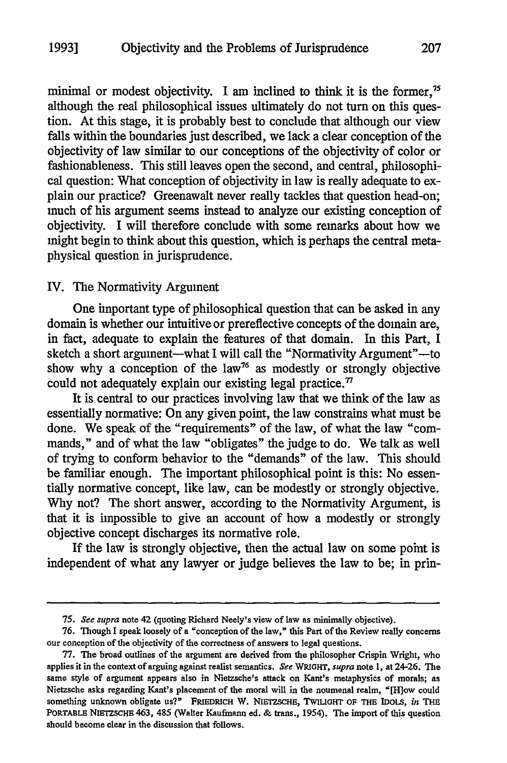minimal or modest objectivity. I am inclined to think it is the former,[75] although the real philosophical issues ultimately do not turn on this question. At this stage, it is probably best to conclude that although our view falls within the boundaries just described, we lack a clear conception of the objectivity of law similar to our conceptions of the objectivity of color or fashionableness. This still leaves open the second, and central, philosophical question: What conception of objectivity in law is really adequate to explain our practice? Greenawalt never really tackles that question head-on; much of his argument seems instead to analyze our existing conception of objectivity. I will therefore conclude with some remarks about how we might begin to think about this question, which is perhaps the central metaphysical question in jurisprudence.

## IV. The Normativity Argument

One important type of philosophical question that can be asked in any domain is whether our intuitive or prereflective concepts of the domain are, in fact, adequate to explain the features of that domain. In this Part, I sketch a short argument—what I will call the "Normativity Argument"—to show why a conception of the law[76] as modestly or strongly objective could not adequately explain our existing legal practice.[77]

It is central to our practices involving law that we think of the law as essentially normative: On any given point, the law constrains what must be done. We speak of the "requirements" of the law, of what the law "commands," and of what the law "obligates" the judge to do. We talk as well of trying to conform behavior to the "demands" of the law. This should be familiar enough. The important philosophical point is this: No essentially normative concept, like law, can be modestly or strongly objective. Why not? The short answer, according to the Normativity Argument, is that it is impossible to give an account of how a modestly or strongly objective concept discharges its normative role.

If the law is strongly objective, then the actual law on some point is independent of what any lawyer or judge believes the law to be; in prin-

---

75. *See supra* note 42 (quoting Richard Neely's view of law as minimally objective).

76. Though I speak loosely of a "conception of the law," this Part of the Review really concerns our conception of the objectivity of the correctness of answers to legal questions.

77. The broad outlines of the argument are derived from the philosopher Crispin Wright, who applies it in the context of arguing against realist semantics. *See* WRIGHT, *supra* note 1, at 24-26. The same style of argument appears also in Nietzsche's attack on Kant's metaphysics of morals; as Nietzsche asks regarding Kant's placement of the moral will in the noumenal realm, "[H]ow could something unknown obligate us?" FRIEDRICH W. NIETZSCHE, TWILIGHT OF THE IDOLS, *in* THE PORTABLE NIETZSCHE 463, 485 (Walter Kaufmann ed. & trans., 1954). The import of this question should become clear in the discussion that follows.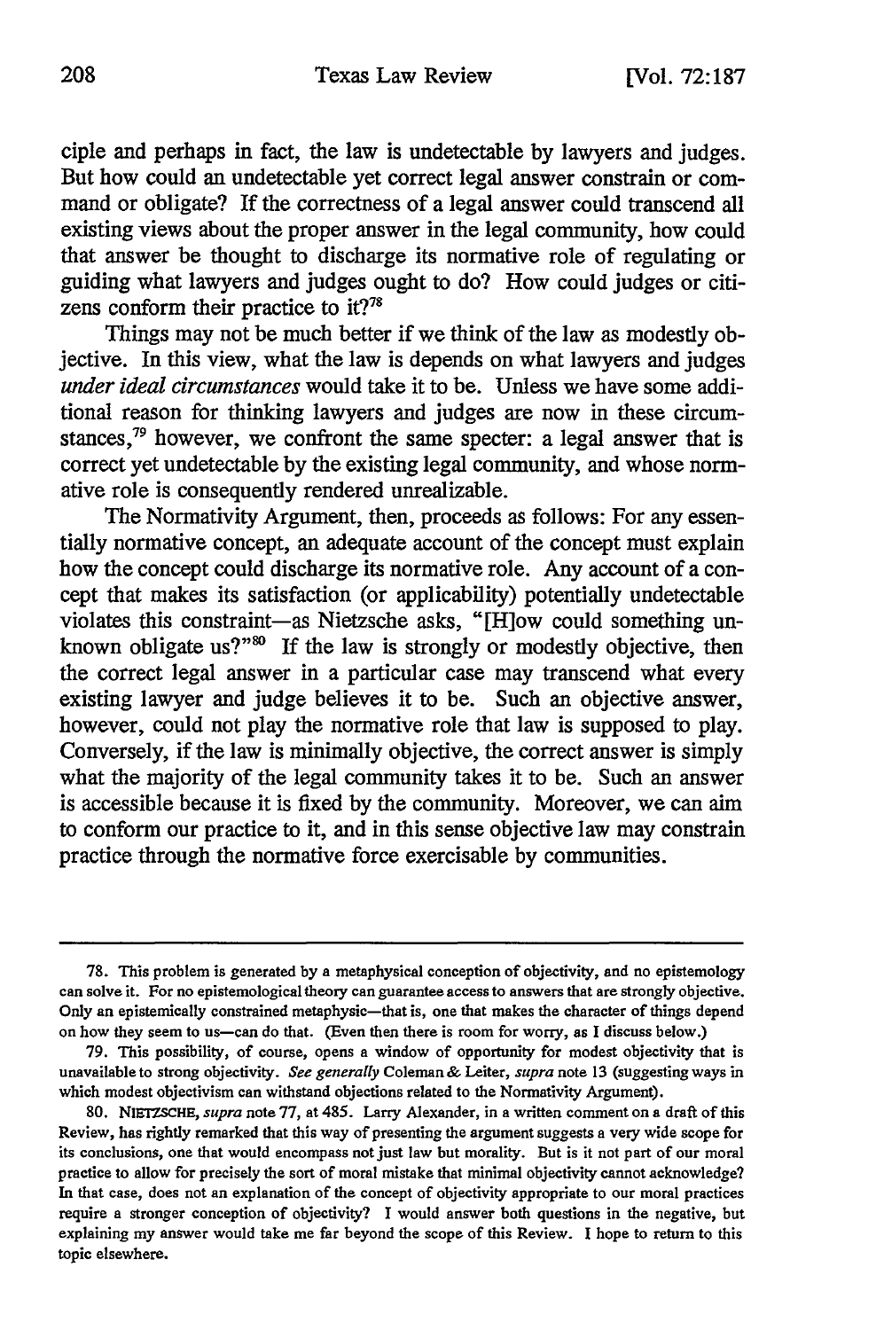ciple and perhaps in fact, the law is undetectable by lawyers and judges. But how could an undetectable yet correct legal answer constrain or command or obligate? If the correctness of a legal answer could transcend all existing views about the proper answer in the legal community, how could that answer be thought to discharge its normative role of regulating or guiding what lawyers and judges ought to do? How could judges or citizens conform their practice to it?[78]

Things may not be much better if we think of the law as modestly objective. In this view, what the law is depends on what lawyers and judges *under ideal circumstances* would take it to be. Unless we have some additional reason for thinking lawyers and judges are now in these circumstances,[79] however, we confront the same specter: a legal answer that is correct yet undetectable by the existing legal community, and whose normative role is consequently rendered unrealizable.

The Normativity Argument, then, proceeds as follows: For any essentially normative concept, an adequate account of the concept must explain how the concept could discharge its normative role. Any account of a concept that makes its satisfaction (or applicability) potentially undetectable violates this constraint—as Nietzsche asks, "[H]ow could something unknown obligate us?"[80] If the law is strongly or modestly objective, then the correct legal answer in a particular case may transcend what every existing lawyer and judge believes it to be. Such an objective answer, however, could not play the normative role that law is supposed to play. Conversely, if the law is minimally objective, the correct answer is simply what the majority of the legal community takes it to be. Such an answer is accessible because it is fixed by the community. Moreover, we can aim to conform our practice to it, and in this sense objective law may constrain practice through the normative force exercisable by communities.

---

78. This problem is generated by a metaphysical conception of objectivity, and no epistemology can solve it. For no epistemological theory can guarantee access to answers that are strongly objective. Only an epistemically constrained metaphysic—that is, one that makes the character of things depend on how they seem to us—can do that. (Even then there is room for worry, as I discuss below.)

79. This possibility, of course, opens a window of opportunity for modest objectivity that is unavailable to strong objectivity. *See generally* Coleman & Leiter, *supra* note 13 (suggesting ways in which modest objectivism can withstand objections related to the Normativity Argument).

80. NIETZSCHE, *supra* note 77, at 485. Larry Alexander, in a written comment on a draft of this Review, has rightly remarked that this way of presenting the argument suggests a very wide scope for its conclusions, one that would encompass not just law but morality. But is it not part of our moral practice to allow for precisely the sort of moral mistake that minimal objectivity cannot acknowledge? In that case, does not an explanation of the concept of objectivity appropriate to our moral practices require a stronger conception of objectivity? I would answer both questions in the negative, but explaining my answer would take me far beyond the scope of this Review. I hope to return to this topic elsewhere.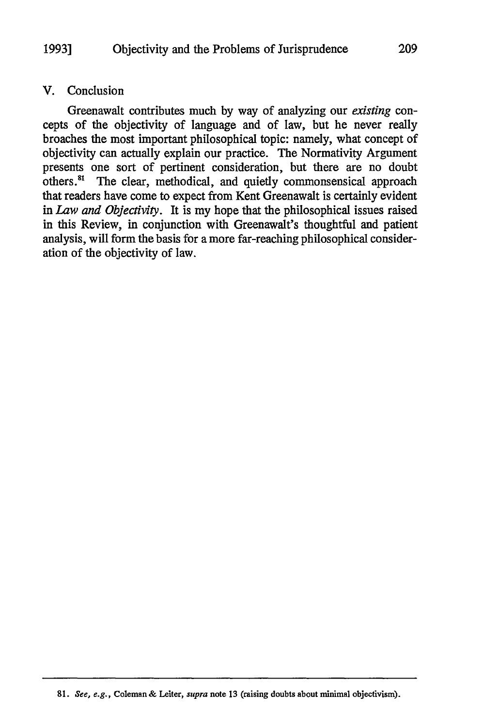## V. Conclusion

Greenawalt contributes much by way of analyzing our *existing* concepts of the objectivity of language and of law, but he never really broaches the most important philosophical topic: namely, what concept of objectivity can actually explain our practice. The Normativity Argument presents one sort of pertinent consideration, but there are no doubt others.[81] The clear, methodical, and quietly commonsensical approach that readers have come to expect from Kent Greenawalt is certainly evident in *Law and Objectivity*. It is my hope that the philosophical issues raised in this Review, in conjunction with Greenawalt's thoughtful and patient analysis, will form the basis for a more far-reaching philosophical consideration of the objectivity of law.

---

81. *See, e.g.*, Coleman & Leiter, *supra* note 13 (raising doubts about minimal objectivism).